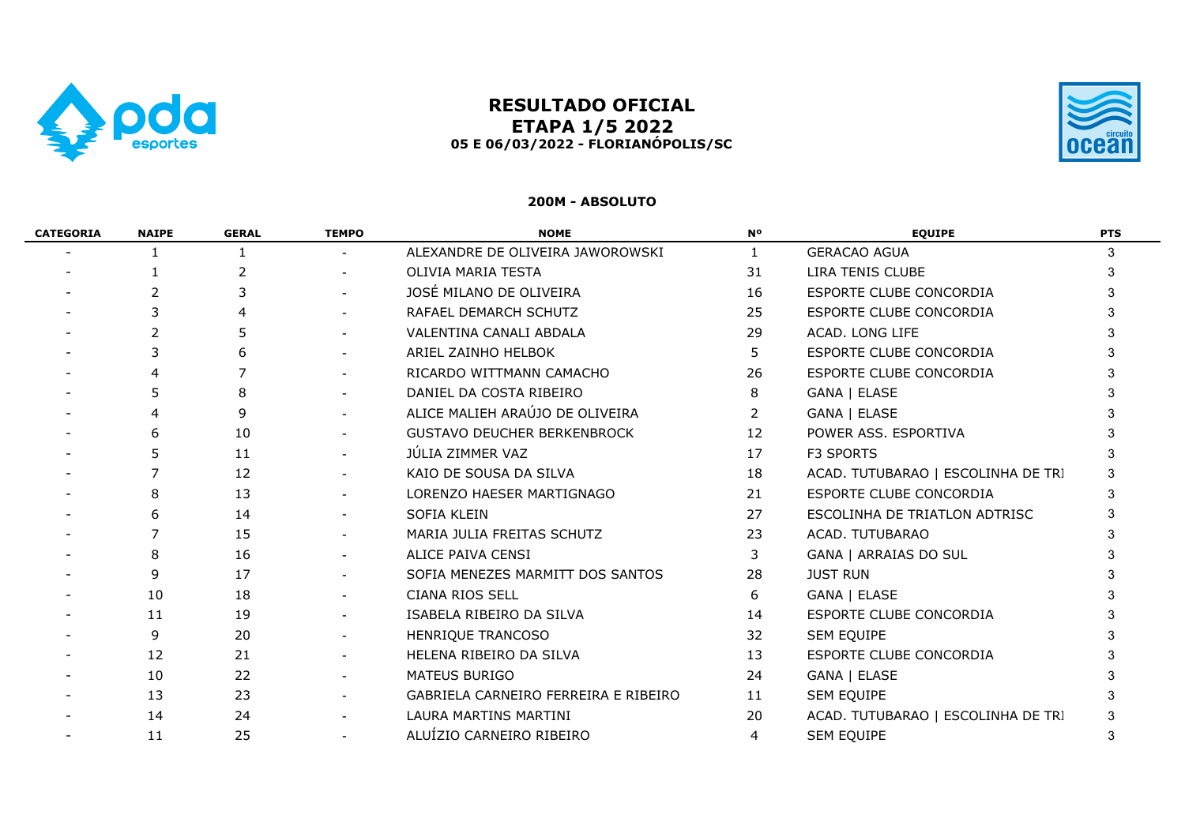# RESULTADO OFICIAL
## ETAPA 1/5 2022
### 05 E 06/03/2022 - FLORIANÓPOLIS/SC

**200M - ABSOLUTO**

| CATEGORIA | NAIPE | GERAL | TEMPO | NOME | Nº | EQUIPE | PTS |
|---|---|---|---|---|---|---|---|
| - | 1 | 1 | - | ALEXANDRE DE OLIVEIRA JAWOROWSKI | 1 | GERACAO AGUA | 3 |
| - | 1 | 2 | - | OLIVIA MARIA TESTA | 31 | LIRA TENIS CLUBE | 3 |
| - | 2 | 3 | - | JOSÉ MILANO DE OLIVEIRA | 16 | ESPORTE CLUBE CONCORDIA | 3 |
| - | 3 | 4 | - | RAFAEL DEMARCH SCHUTZ | 25 | ESPORTE CLUBE CONCORDIA | 3 |
| - | 2 | 5 | - | VALENTINA CANALI ABDALA | 29 | ACAD. LONG LIFE | 3 |
| - | 3 | 6 | - | ARIEL ZAINHO HELBOK | 5 | ESPORTE CLUBE CONCORDIA | 3 |
| - | 4 | 7 | - | RICARDO WITTMANN CAMACHO | 26 | ESPORTE CLUBE CONCORDIA | 3 |
| - | 5 | 8 | - | DANIEL DA COSTA RIBEIRO | 8 | GANA \| ELASE | 3 |
| - | 4 | 9 | - | ALICE MALIEH ARAÚJO DE OLIVEIRA | 2 | GANA \| ELASE | 3 |
| - | 6 | 10 | - | GUSTAVO DEUCHER BERKENBROCK | 12 | POWER ASS. ESPORTIVA | 3 |
| - | 5 | 11 | - | JÚLIA ZIMMER VAZ | 17 | F3 SPORTS | 3 |
| - | 7 | 12 | - | KAIO DE SOUSA DA SILVA | 18 | ACAD. TUTUBARAO \| ESCOLINHA DE TRI | 3 |
| - | 8 | 13 | - | LORENZO HAESER MARTIGNAGO | 21 | ESPORTE CLUBE CONCORDIA | 3 |
| - | 6 | 14 | - | SOFIA KLEIN | 27 | ESCOLINHA DE TRIATLON ADTRISC | 3 |
| - | 7 | 15 | - | MARIA JULIA FREITAS SCHUTZ | 23 | ACAD. TUTUBARAO | 3 |
| - | 8 | 16 | - | ALICE PAIVA CENSI | 3 | GANA \| ARRAIAS DO SUL | 3 |
| - | 9 | 17 | - | SOFIA MENEZES MARMITT DOS SANTOS | 28 | JUST RUN | 3 |
| - | 10 | 18 | - | CIANA RIOS SELL | 6 | GANA \| ELASE | 3 |
| - | 11 | 19 | - | ISABELA RIBEIRO DA SILVA | 14 | ESPORTE CLUBE CONCORDIA | 3 |
| - | 9 | 20 | - | HENRIQUE TRANCOSO | 32 | SEM EQUIPE | 3 |
| - | 12 | 21 | - | HELENA RIBEIRO DA SILVA | 13 | ESPORTE CLUBE CONCORDIA | 3 |
| - | 10 | 22 | - | MATEUS BURIGO | 24 | GANA \| ELASE | 3 |
| - | 13 | 23 | - | GABRIELA CARNEIRO FERREIRA E RIBEIRO | 11 | SEM EQUIPE | 3 |
| - | 14 | 24 | - | LAURA MARTINS MARTINI | 20 | ACAD. TUTUBARAO \| ESCOLINHA DE TRI | 3 |
| - | 11 | 25 | - | ALUÍZIO CARNEIRO RIBEIRO | 4 | SEM EQUIPE | 3 |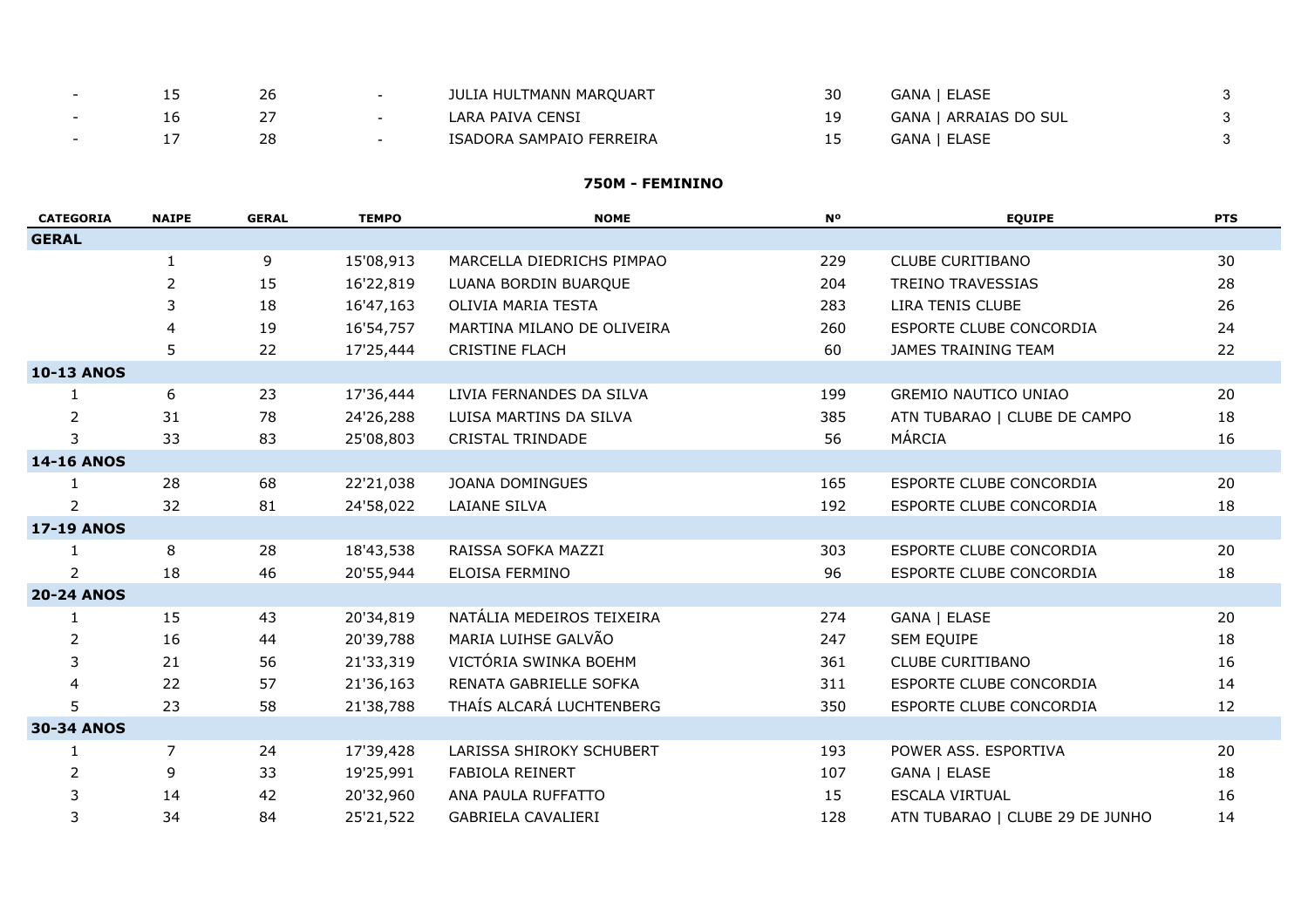| | | | | | | | |
|---|---|---|---|---|---|---|---|
| - | 15 | 26 | - | JULIA HULTMANN MARQUART | 30 | GANA \| ELASE | 3 |
| - | 16 | 27 | - | LARA PAIVA CENSI | 19 | GANA \| ARRAIAS DO SUL | 3 |
| - | 17 | 28 | - | ISADORA SAMPAIO FERREIRA | 15 | GANA \| ELASE | 3 |

## 750M - FEMININO

| CATEGORIA | NAIPE | GERAL | TEMPO | NOME | Nº | EQUIPE | PTS |
|---|---|---|---|---|---|---|---|
| **GERAL** | | | | | | | |
| | 1 | 9 | 15'08,913 | MARCELLA DIEDRICHS PIMPAO | 229 | CLUBE CURITIBANO | 30 |
| | 2 | 15 | 16'22,819 | LUANA BORDIN BUARQUE | 204 | TREINO TRAVESSIAS | 28 |
| | 3 | 18 | 16'47,163 | OLIVIA MARIA TESTA | 283 | LIRA TENIS CLUBE | 26 |
| | 4 | 19 | 16'54,757 | MARTINA MILANO DE OLIVEIRA | 260 | ESPORTE CLUBE CONCORDIA | 24 |
| | 5 | 22 | 17'25,444 | CRISTINE FLACH | 60 | JAMES TRAINING TEAM | 22 |
| **10-13 ANOS** | | | | | | | |
| 1 | 6 | 23 | 17'36,444 | LIVIA FERNANDES DA SILVA | 199 | GREMIO NAUTICO UNIAO | 20 |
| 2 | 31 | 78 | 24'26,288 | LUISA MARTINS DA SILVA | 385 | ATN TUBARAO \| CLUBE DE CAMPO | 18 |
| 3 | 33 | 83 | 25'08,803 | CRISTAL TRINDADE | 56 | MÁRCIA | 16 |
| **14-16 ANOS** | | | | | | | |
| 1 | 28 | 68 | 22'21,038 | JOANA DOMINGUES | 165 | ESPORTE CLUBE CONCORDIA | 20 |
| 2 | 32 | 81 | 24'58,022 | LAIANE SILVA | 192 | ESPORTE CLUBE CONCORDIA | 18 |
| **17-19 ANOS** | | | | | | | |
| 1 | 8 | 28 | 18'43,538 | RAISSA SOFKA MAZZI | 303 | ESPORTE CLUBE CONCORDIA | 20 |
| 2 | 18 | 46 | 20'55,944 | ELOISA FERMINO | 96 | ESPORTE CLUBE CONCORDIA | 18 |
| **20-24 ANOS** | | | | | | | |
| 1 | 15 | 43 | 20'34,819 | NATÁLIA MEDEIROS TEIXEIRA | 274 | GANA \| ELASE | 20 |
| 2 | 16 | 44 | 20'39,788 | MARIA LUIHSE GALVÃO | 247 | SEM EQUIPE | 18 |
| 3 | 21 | 56 | 21'33,319 | VICTÓRIA SWINKA BOEHM | 361 | CLUBE CURITIBANO | 16 |
| 4 | 22 | 57 | 21'36,163 | RENATA GABRIELLE SOFKA | 311 | ESPORTE CLUBE CONCORDIA | 14 |
| 5 | 23 | 58 | 21'38,788 | THAÍS ALCARÁ LUCHTENBERG | 350 | ESPORTE CLUBE CONCORDIA | 12 |
| **30-34 ANOS** | | | | | | | |
| 1 | 7 | 24 | 17'39,428 | LARISSA SHIROKY SCHUBERT | 193 | POWER ASS. ESPORTIVA | 20 |
| 2 | 9 | 33 | 19'25,991 | FABIOLA REINERT | 107 | GANA \| ELASE | 18 |
| 3 | 14 | 42 | 20'32,960 | ANA PAULA RUFFATTO | 15 | ESCALA VIRTUAL | 16 |
| 3 | 34 | 84 | 25'21,522 | GABRIELA CAVALIERI | 128 | ATN TUBARAO \| CLUBE 29 DE JUNHO | 14 |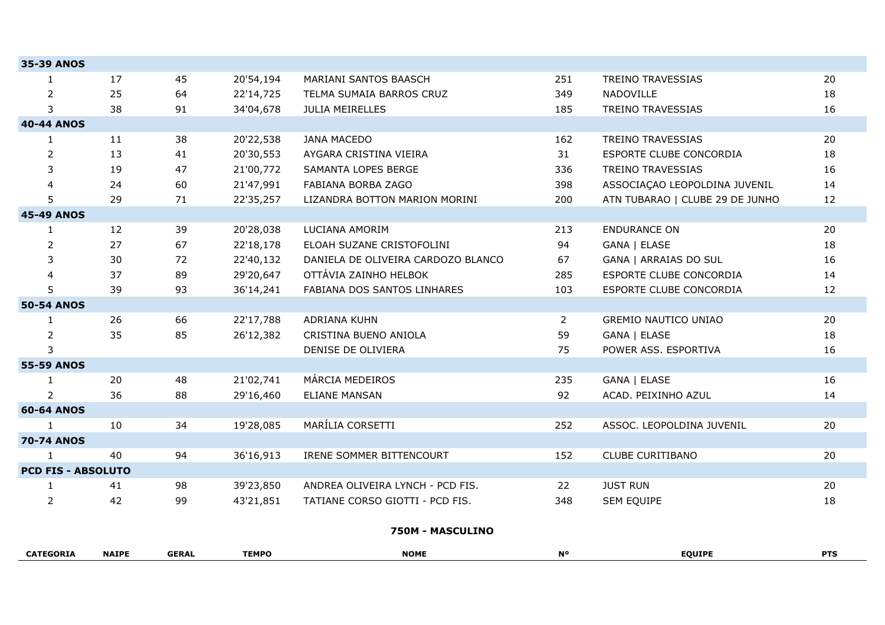| | | | | | | | |
|---|---|---|---|---|---|---|---|
| **35-39 ANOS** | | | | | | | |
| 1 | 17 | 45 | 20'54,194 | MARIANI SANTOS BAASCH | 251 | TREINO TRAVESSIAS | 20 |
| 2 | 25 | 64 | 22'14,725 | TELMA SUMAIA BARROS CRUZ | 349 | NADOVILLE | 18 |
| 3 | 38 | 91 | 34'04,678 | JULIA MEIRELLES | 185 | TREINO TRAVESSIAS | 16 |
| **40-44 ANOS** | | | | | | | |
| 1 | 11 | 38 | 20'22,538 | JANA MACEDO | 162 | TREINO TRAVESSIAS | 20 |
| 2 | 13 | 41 | 20'30,553 | AYGARA CRISTINA VIEIRA | 31 | ESPORTE CLUBE CONCORDIA | 18 |
| 3 | 19 | 47 | 21'00,772 | SAMANTA LOPES BERGE | 336 | TREINO TRAVESSIAS | 16 |
| 4 | 24 | 60 | 21'47,991 | FABIANA BORBA ZAGO | 398 | ASSOCIAÇAO LEOPOLDINA JUVENIL | 14 |
| 5 | 29 | 71 | 22'35,257 | LIZANDRA BOTTON MARION MORINI | 200 | ATN TUBARAO \| CLUBE 29 DE JUNHO | 12 |
| **45-49 ANOS** | | | | | | | |
| 1 | 12 | 39 | 20'28,038 | LUCIANA AMORIM | 213 | ENDURANCE ON | 20 |
| 2 | 27 | 67 | 22'18,178 | ELOAH SUZANE CRISTOFOLINI | 94 | GANA \| ELASE | 18 |
| 3 | 30 | 72 | 22'40,132 | DANIELA DE OLIVEIRA CARDOZO BLANCO | 67 | GANA \| ARRAIAS DO SUL | 16 |
| 4 | 37 | 89 | 29'20,647 | OTTÁVIA ZAINHO HELBOK | 285 | ESPORTE CLUBE CONCORDIA | 14 |
| 5 | 39 | 93 | 36'14,241 | FABIANA DOS SANTOS LINHARES | 103 | ESPORTE CLUBE CONCORDIA | 12 |
| **50-54 ANOS** | | | | | | | |
| 1 | 26 | 66 | 22'17,788 | ADRIANA KUHN | 2 | GREMIO NAUTICO UNIAO | 20 |
| 2 | 35 | 85 | 26'12,382 | CRISTINA BUENO ANIOLA | 59 | GANA \| ELASE | 18 |
| 3 | | | | DENISE DE OLIVIERA | 75 | POWER ASS. ESPORTIVA | 16 |
| **55-59 ANOS** | | | | | | | |
| 1 | 20 | 48 | 21'02,741 | MÁRCIA MEDEIROS | 235 | GANA \| ELASE | 16 |
| 2 | 36 | 88 | 29'16,460 | ELIANE MANSAN | 92 | ACAD. PEIXINHO AZUL | 14 |
| **60-64 ANOS** | | | | | | | |
| 1 | 10 | 34 | 19'28,085 | MARÍLIA CORSETTI | 252 | ASSOC. LEOPOLDINA JUVENIL | 20 |
| **70-74 ANOS** | | | | | | | |
| 1 | 40 | 94 | 36'16,913 | IRENE SOMMER BITTENCOURT | 152 | CLUBE CURITIBANO | 20 |
| **PCD FIS - ABSOLUTO** | | | | | | | |
| 1 | 41 | 98 | 39'23,850 | ANDREA OLIVEIRA LYNCH - PCD FIS. | 22 | JUST RUN | 20 |
| 2 | 42 | 99 | 43'21,851 | TATIANE CORSO GIOTTI - PCD FIS. | 348 | SEM EQUIPE | 18 |

## 750M - MASCULINO

| CATEGORIA | NAIPE | GERAL | TEMPO | NOME | Nº | EQUIPE | PTS |
|---|---|---|---|---|---|---|---|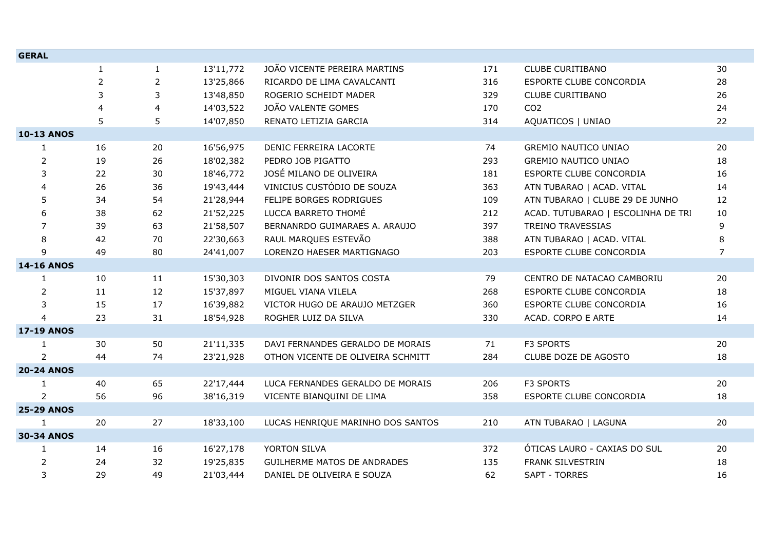| | | | | | | | |
|---|---|---|---|---|---|---|---|
| **GERAL** | | | | | | | |
| | 1 | 1 | 13'11,772 | JOÃO VICENTE PEREIRA MARTINS | 171 | CLUBE CURITIBANO | 30 |
| | 2 | 2 | 13'25,866 | RICARDO DE LIMA CAVALCANTI | 316 | ESPORTE CLUBE CONCORDIA | 28 |
| | 3 | 3 | 13'48,850 | ROGERIO SCHEIDT MADER | 329 | CLUBE CURITIBANO | 26 |
| | 4 | 4 | 14'03,522 | JOÃO VALENTE GOMES | 170 | CO2 | 24 |
| | 5 | 5 | 14'07,850 | RENATO LETIZIA GARCIA | 314 | AQUATICOS \| UNIAO | 22 |
| **10-13 ANOS** | | | | | | | |
| 1 | 16 | 20 | 16'56,975 | DENIC FERREIRA LACORTE | 74 | GREMIO NAUTICO UNIAO | 20 |
| 2 | 19 | 26 | 18'02,382 | PEDRO JOB PIGATTO | 293 | GREMIO NAUTICO UNIAO | 18 |
| 3 | 22 | 30 | 18'46,772 | JOSÉ MILANO DE OLIVEIRA | 181 | ESPORTE CLUBE CONCORDIA | 16 |
| 4 | 26 | 36 | 19'43,444 | VINICIUS CUSTÓDIO DE SOUZA | 363 | ATN TUBARAO \| ACAD. VITAL | 14 |
| 5 | 34 | 54 | 21'28,944 | FELIPE BORGES RODRIGUES | 109 | ATN TUBARAO \| CLUBE 29 DE JUNHO | 12 |
| 6 | 38 | 62 | 21'52,225 | LUCCA BARRETO THOMÉ | 212 | ACAD. TUTUBARAO \| ESCOLINHA DE TRI | 10 |
| 7 | 39 | 63 | 21'58,507 | BERNANRDO GUIMARAES A. ARAUJO | 397 | TREINO TRAVESSIAS | 9 |
| 8 | 42 | 70 | 22'30,663 | RAUL MARQUES ESTEVÃO | 388 | ATN TUBARAO \| ACAD. VITAL | 8 |
| 9 | 49 | 80 | 24'41,007 | LORENZO HAESER MARTIGNAGO | 203 | ESPORTE CLUBE CONCORDIA | 7 |
| **14-16 ANOS** | | | | | | | |
| 1 | 10 | 11 | 15'30,303 | DIVONIR DOS SANTOS COSTA | 79 | CENTRO DE NATACAO CAMBORIU | 20 |
| 2 | 11 | 12 | 15'37,897 | MIGUEL VIANA VILELA | 268 | ESPORTE CLUBE CONCORDIA | 18 |
| 3 | 15 | 17 | 16'39,882 | VICTOR HUGO DE ARAUJO METZGER | 360 | ESPORTE CLUBE CONCORDIA | 16 |
| 4 | 23 | 31 | 18'54,928 | ROGHER LUIZ DA SILVA | 330 | ACAD. CORPO E ARTE | 14 |
| **17-19 ANOS** | | | | | | | |
| 1 | 30 | 50 | 21'11,335 | DAVI FERNANDES GERALDO DE MORAIS | 71 | F3 SPORTS | 20 |
| 2 | 44 | 74 | 23'21,928 | OTHON VICENTE DE OLIVEIRA SCHMITT | 284 | CLUBE DOZE DE AGOSTO | 18 |
| **20-24 ANOS** | | | | | | | |
| 1 | 40 | 65 | 22'17,444 | LUCA FERNANDES GERALDO DE MORAIS | 206 | F3 SPORTS | 20 |
| 2 | 56 | 96 | 38'16,319 | VICENTE BIANQUINI DE LIMA | 358 | ESPORTE CLUBE CONCORDIA | 18 |
| **25-29 ANOS** | | | | | | | |
| 1 | 20 | 27 | 18'33,100 | LUCAS HENRIQUE MARINHO DOS SANTOS | 210 | ATN TUBARAO \| LAGUNA | 20 |
| **30-34 ANOS** | | | | | | | |
| 1 | 14 | 16 | 16'27,178 | YORTON SILVA | 372 | ÓTICAS LAURO - CAXIAS DO SUL | 20 |
| 2 | 24 | 32 | 19'25,835 | GUILHERME MATOS DE ANDRADES | 135 | FRANK SILVESTRIN | 18 |
| 3 | 29 | 49 | 21'03,444 | DANIEL DE OLIVEIRA E SOUZA | 62 | SAPT - TORRES | 16 |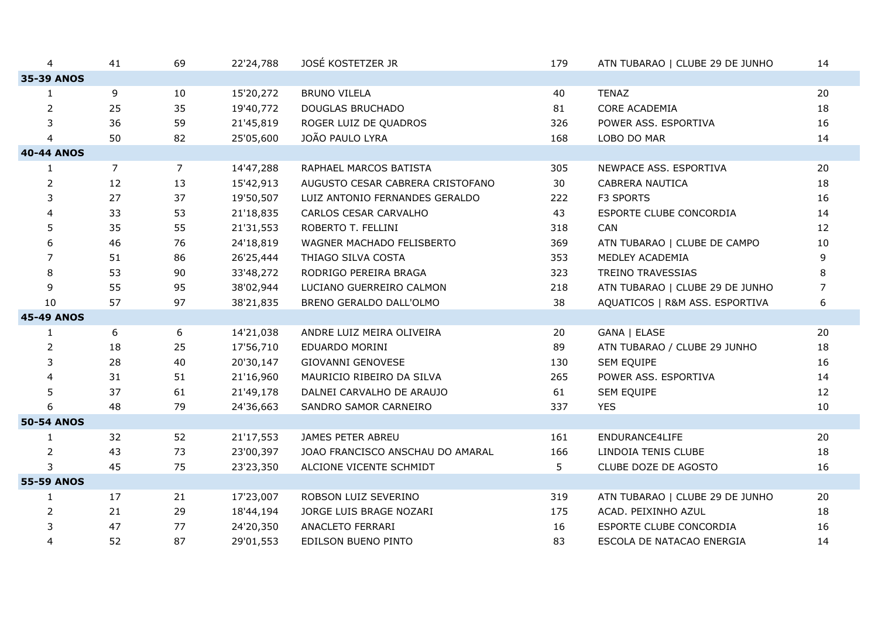| | | | | | | | |
|---|---|---|---|---|---|---|---|
| 4 | 41 | 69 | 22'24,788 | JOSÉ KOSTETZER JR | 179 | ATN TUBARAO \| CLUBE 29 DE JUNHO | 14 |
| **35-39 ANOS** | | | | | | | |
| 1 | 9 | 10 | 15'20,272 | BRUNO VILELA | 40 | TENAZ | 20 |
| 2 | 25 | 35 | 19'40,772 | DOUGLAS BRUCHADO | 81 | CORE ACADEMIA | 18 |
| 3 | 36 | 59 | 21'45,819 | ROGER LUIZ DE QUADROS | 326 | POWER ASS. ESPORTIVA | 16 |
| 4 | 50 | 82 | 25'05,600 | JOÃO PAULO LYRA | 168 | LOBO DO MAR | 14 |
| **40-44 ANOS** | | | | | | | |
| 1 | 7 | 7 | 14'47,288 | RAPHAEL MARCOS BATISTA | 305 | NEWPACE ASS. ESPORTIVA | 20 |
| 2 | 12 | 13 | 15'42,913 | AUGUSTO CESAR CABRERA CRISTOFANO | 30 | CABRERA NAUTICA | 18 |
| 3 | 27 | 37 | 19'50,507 | LUIZ ANTONIO FERNANDES GERALDO | 222 | F3 SPORTS | 16 |
| 4 | 33 | 53 | 21'18,835 | CARLOS CESAR CARVALHO | 43 | ESPORTE CLUBE CONCORDIA | 14 |
| 5 | 35 | 55 | 21'31,553 | ROBERTO T. FELLINI | 318 | CAN | 12 |
| 6 | 46 | 76 | 24'18,819 | WAGNER MACHADO FELISBERTO | 369 | ATN TUBARAO \| CLUBE DE CAMPO | 10 |
| 7 | 51 | 86 | 26'25,444 | THIAGO SILVA COSTA | 353 | MEDLEY ACADEMIA | 9 |
| 8 | 53 | 90 | 33'48,272 | RODRIGO PEREIRA BRAGA | 323 | TREINO TRAVESSIAS | 8 |
| 9 | 55 | 95 | 38'02,944 | LUCIANO GUERREIRO CALMON | 218 | ATN TUBARAO \| CLUBE 29 DE JUNHO | 7 |
| 10 | 57 | 97 | 38'21,835 | BRENO GERALDO DALL'OLMO | 38 | AQUATICOS \| R&M ASS. ESPORTIVA | 6 |
| **45-49 ANOS** | | | | | | | |
| 1 | 6 | 6 | 14'21,038 | ANDRE LUIZ MEIRA OLIVEIRA | 20 | GANA \| ELASE | 20 |
| 2 | 18 | 25 | 17'56,710 | EDUARDO MORINI | 89 | ATN TUBARAO / CLUBE 29 JUNHO | 18 |
| 3 | 28 | 40 | 20'30,147 | GIOVANNI GENOVESE | 130 | SEM EQUIPE | 16 |
| 4 | 31 | 51 | 21'16,960 | MAURICIO RIBEIRO DA SILVA | 265 | POWER ASS. ESPORTIVA | 14 |
| 5 | 37 | 61 | 21'49,178 | DALNEI CARVALHO DE ARAUJO | 61 | SEM EQUIPE | 12 |
| 6 | 48 | 79 | 24'36,663 | SANDRO SAMOR CARNEIRO | 337 | YES | 10 |
| **50-54 ANOS** | | | | | | | |
| 1 | 32 | 52 | 21'17,553 | JAMES PETER ABREU | 161 | ENDURANCE4LIFE | 20 |
| 2 | 43 | 73 | 23'00,397 | JOAO FRANCISCO ANSCHAU DO AMARAL | 166 | LINDOIA TENIS CLUBE | 18 |
| 3 | 45 | 75 | 23'23,350 | ALCIONE VICENTE SCHMIDT | 5 | CLUBE DOZE DE AGOSTO | 16 |
| **55-59 ANOS** | | | | | | | |
| 1 | 17 | 21 | 17'23,007 | ROBSON LUIZ SEVERINO | 319 | ATN TUBARAO \| CLUBE 29 DE JUNHO | 20 |
| 2 | 21 | 29 | 18'44,194 | JORGE LUIS BRAGE NOZARI | 175 | ACAD. PEIXINHO AZUL | 18 |
| 3 | 47 | 77 | 24'20,350 | ANACLETO FERRARI | 16 | ESPORTE CLUBE CONCORDIA | 16 |
| 4 | 52 | 87 | 29'01,553 | EDILSON BUENO PINTO | 83 | ESCOLA DE NATACAO ENERGIA | 14 |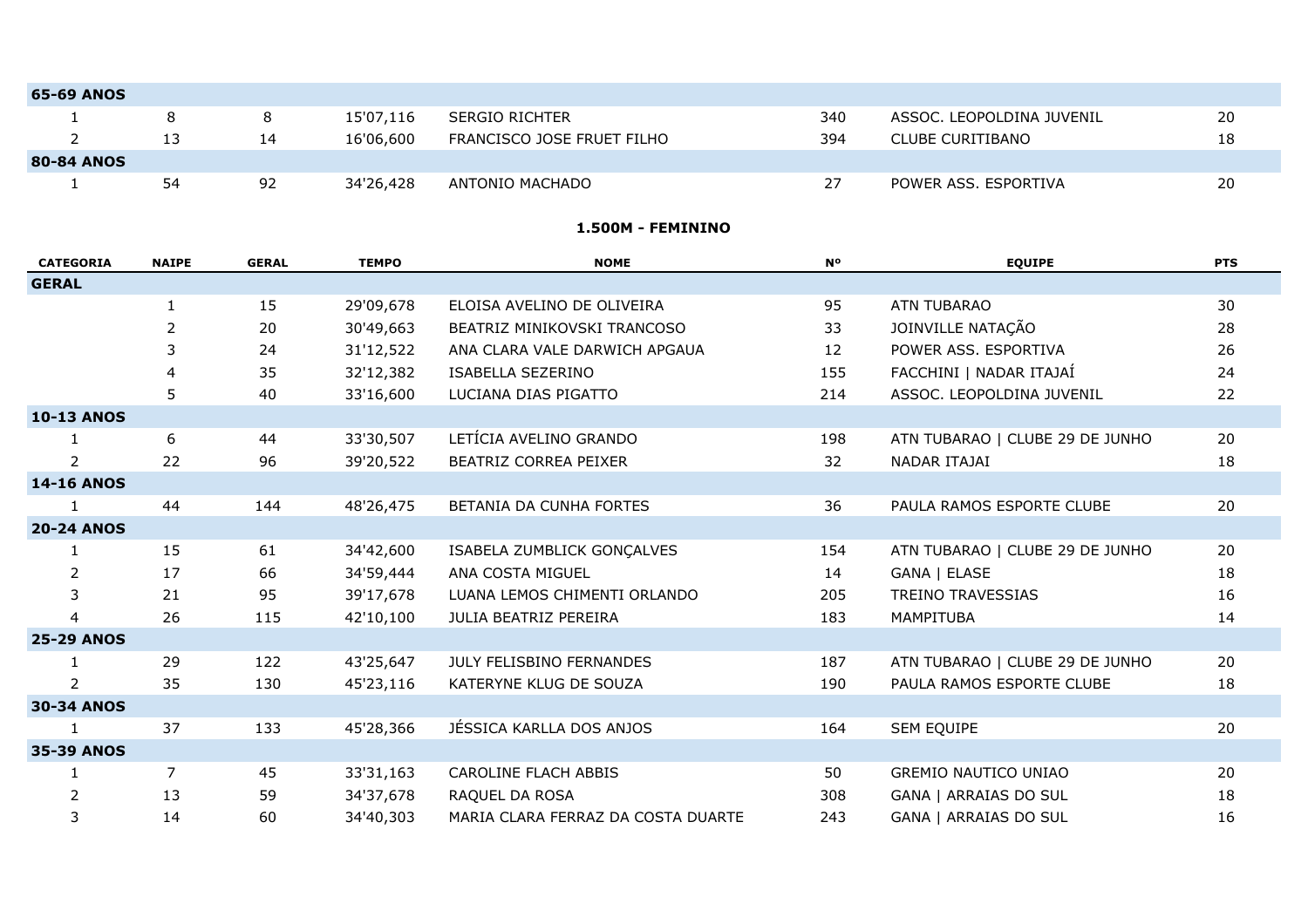| | | | | | | | |
|---|---|---|---|---|---|---|---|
| **65-69 ANOS** | | | | | | | |
| 1 | 8 | 8 | 15'07,116 | SERGIO RICHTER | 340 | ASSOC. LEOPOLDINA JUVENIL | 20 |
| 2 | 13 | 14 | 16'06,600 | FRANCISCO JOSE FRUET FILHO | 394 | CLUBE CURITIBANO | 18 |
| **80-84 ANOS** | | | | | | | |
| 1 | 54 | 92 | 34'26,428 | ANTONIO MACHADO | 27 | POWER ASS. ESPORTIVA | 20 |

**1.500M - FEMININO**

| CATEGORIA | NAIPE | GERAL | TEMPO | NOME | Nº | EQUIPE | PTS |
|---|---|---|---|---|---|---|---|
| **GERAL** | | | | | | | |
| | 1 | 15 | 29'09,678 | ELOISA AVELINO DE OLIVEIRA | 95 | ATN TUBARAO | 30 |
| | 2 | 20 | 30'49,663 | BEATRIZ MINIKOVSKI TRANCOSO | 33 | JOINVILLE NATAÇÃO | 28 |
| | 3 | 24 | 31'12,522 | ANA CLARA VALE DARWICH APGAUA | 12 | POWER ASS. ESPORTIVA | 26 |
| | 4 | 35 | 32'12,382 | ISABELLA SEZERINO | 155 | FACCHINI \| NADAR ITAJAÍ | 24 |
| | 5 | 40 | 33'16,600 | LUCIANA DIAS PIGATTO | 214 | ASSOC. LEOPOLDINA JUVENIL | 22 |
| **10-13 ANOS** | | | | | | | |
| 1 | 6 | 44 | 33'30,507 | LETÍCIA AVELINO GRANDO | 198 | ATN TUBARAO \| CLUBE 29 DE JUNHO | 20 |
| 2 | 22 | 96 | 39'20,522 | BEATRIZ CORREA PEIXER | 32 | NADAR ITAJAI | 18 |
| **14-16 ANOS** | | | | | | | |
| 1 | 44 | 144 | 48'26,475 | BETANIA DA CUNHA FORTES | 36 | PAULA RAMOS ESPORTE CLUBE | 20 |
| **20-24 ANOS** | | | | | | | |
| 1 | 15 | 61 | 34'42,600 | ISABELA ZUMBLICK GONÇALVES | 154 | ATN TUBARAO \| CLUBE 29 DE JUNHO | 20 |
| 2 | 17 | 66 | 34'59,444 | ANA COSTA MIGUEL | 14 | GANA \| ELASE | 18 |
| 3 | 21 | 95 | 39'17,678 | LUANA LEMOS CHIMENTI ORLANDO | 205 | TREINO TRAVESSIAS | 16 |
| 4 | 26 | 115 | 42'10,100 | JULIA BEATRIZ PEREIRA | 183 | MAMPITUBA | 14 |
| **25-29 ANOS** | | | | | | | |
| 1 | 29 | 122 | 43'25,647 | JULY FELISBINO FERNANDES | 187 | ATN TUBARAO \| CLUBE 29 DE JUNHO | 20 |
| 2 | 35 | 130 | 45'23,116 | KATERYNE KLUG DE SOUZA | 190 | PAULA RAMOS ESPORTE CLUBE | 18 |
| **30-34 ANOS** | | | | | | | |
| 1 | 37 | 133 | 45'28,366 | JÉSSICA KARLLA DOS ANJOS | 164 | SEM EQUIPE | 20 |
| **35-39 ANOS** | | | | | | | |
| 1 | 7 | 45 | 33'31,163 | CAROLINE FLACH ABBIS | 50 | GREMIO NAUTICO UNIAO | 20 |
| 2 | 13 | 59 | 34'37,678 | RAQUEL DA ROSA | 308 | GANA \| ARRAIAS DO SUL | 18 |
| 3 | 14 | 60 | 34'40,303 | MARIA CLARA FERRAZ DA COSTA DUARTE | 243 | GANA \| ARRAIAS DO SUL | 16 |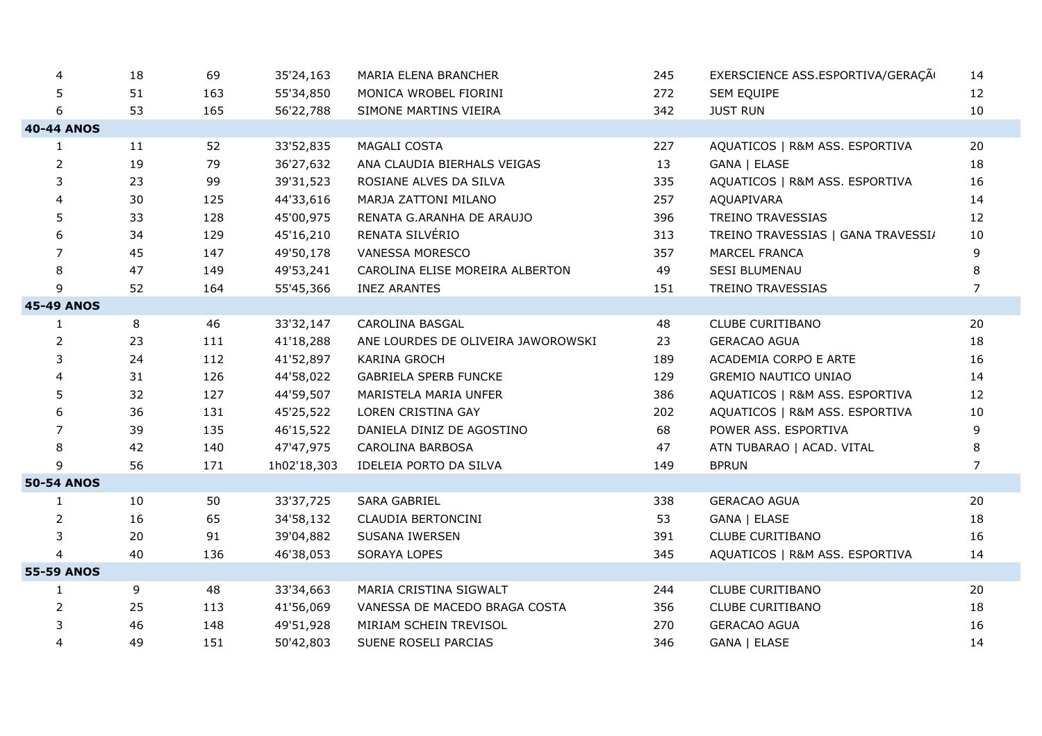| | | | | | | | |
|---|---|---|---|---|---|---|---|
| 4 | 18 | 69 | 35'24,163 | MARIA ELENA BRANCHER | 245 | EXERSCIENCE ASS.ESPORTIVA/GERAÇÃ( | 14 |
| 5 | 51 | 163 | 55'34,850 | MONICA WROBEL FIORINI | 272 | SEM EQUIPE | 12 |
| 6 | 53 | 165 | 56'22,788 | SIMONE MARTINS VIEIRA | 342 | JUST RUN | 10 |
| **40-44 ANOS** | | | | | | | |
| 1 | 11 | 52 | 33'52,835 | MAGALI COSTA | 227 | AQUATICOS \| R&M ASS. ESPORTIVA | 20 |
| 2 | 19 | 79 | 36'27,632 | ANA CLAUDIA BIERHALS VEIGAS | 13 | GANA \| ELASE | 18 |
| 3 | 23 | 99 | 39'31,523 | ROSIANE ALVES DA SILVA | 335 | AQUATICOS \| R&M ASS. ESPORTIVA | 16 |
| 4 | 30 | 125 | 44'33,616 | MARJA ZATTONI MILANO | 257 | AQUAPIVARA | 14 |
| 5 | 33 | 128 | 45'00,975 | RENATA G.ARANHA DE ARAUJO | 396 | TREINO TRAVESSIAS | 12 |
| 6 | 34 | 129 | 45'16,210 | RENATA SILVÉRIO | 313 | TREINO TRAVESSIAS \| GANA TRAVESSI/ | 10 |
| 7 | 45 | 147 | 49'50,178 | VANESSA MORESCO | 357 | MARCEL FRANCA | 9 |
| 8 | 47 | 149 | 49'53,241 | CAROLINA ELISE MOREIRA ALBERTON | 49 | SESI BLUMENAU | 8 |
| 9 | 52 | 164 | 55'45,366 | INEZ ARANTES | 151 | TREINO TRAVESSIAS | 7 |
| **45-49 ANOS** | | | | | | | |
| 1 | 8 | 46 | 33'32,147 | CAROLINA BASGAL | 48 | CLUBE CURITIBANO | 20 |
| 2 | 23 | 111 | 41'18,288 | ANE LOURDES DE OLIVEIRA JAWOROWSKI | 23 | GERACAO AGUA | 18 |
| 3 | 24 | 112 | 41'52,897 | KARINA GROCH | 189 | ACADEMIA CORPO E ARTE | 16 |
| 4 | 31 | 126 | 44'58,022 | GABRIELA SPERB FUNCKE | 129 | GREMIO NAUTICO UNIAO | 14 |
| 5 | 32 | 127 | 44'59,507 | MARISTELA MARIA UNFER | 386 | AQUATICOS \| R&M ASS. ESPORTIVA | 12 |
| 6 | 36 | 131 | 45'25,522 | LOREN CRISTINA GAY | 202 | AQUATICOS \| R&M ASS. ESPORTIVA | 10 |
| 7 | 39 | 135 | 46'15,522 | DANIELA DINIZ DE AGOSTINO | 68 | POWER ASS. ESPORTIVA | 9 |
| 8 | 42 | 140 | 47'47,975 | CAROLINA BARBOSA | 47 | ATN TUBARAO \| ACAD. VITAL | 8 |
| 9 | 56 | 171 | 1h02'18,303 | IDELEIA PORTO DA SILVA | 149 | BPRUN | 7 |
| **50-54 ANOS** | | | | | | | |
| 1 | 10 | 50 | 33'37,725 | SARA GABRIEL | 338 | GERACAO AGUA | 20 |
| 2 | 16 | 65 | 34'58,132 | CLAUDIA BERTONCINI | 53 | GANA \| ELASE | 18 |
| 3 | 20 | 91 | 39'04,882 | SUSANA IWERSEN | 391 | CLUBE CURITIBANO | 16 |
| 4 | 40 | 136 | 46'38,053 | SORAYA LOPES | 345 | AQUATICOS \| R&M ASS. ESPORTIVA | 14 |
| **55-59 ANOS** | | | | | | | |
| 1 | 9 | 48 | 33'34,663 | MARIA CRISTINA SIGWALT | 244 | CLUBE CURITIBANO | 20 |
| 2 | 25 | 113 | 41'56,069 | VANESSA DE MACEDO BRAGA COSTA | 356 | CLUBE CURITIBANO | 18 |
| 3 | 46 | 148 | 49'51,928 | MIRIAM SCHEIN TREVISOL | 270 | GERACAO AGUA | 16 |
| 4 | 49 | 151 | 50'42,803 | SUENE ROSELI PARCIAS | 346 | GANA \| ELASE | 14 |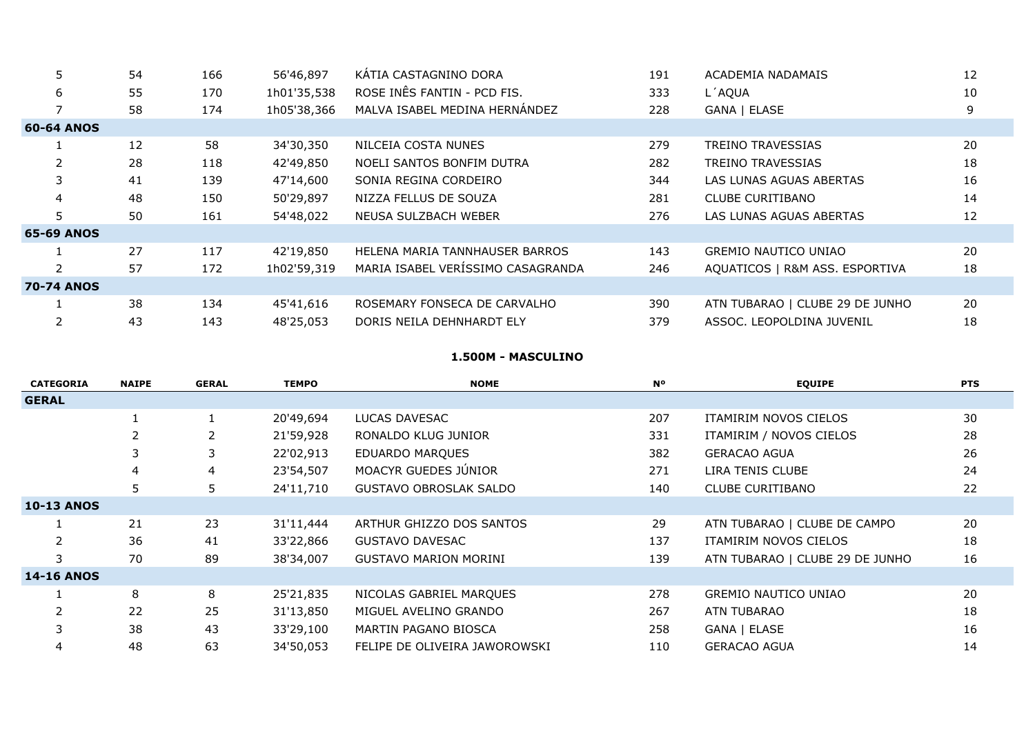| | | | | | | | |
|---|---|---|---|---|---|---|---|
| 5 | 54 | 166 | 56'46,897 | KÁTIA CASTAGNINO DORA | 191 | ACADEMIA NADAMAIS | 12 |
| 6 | 55 | 170 | 1h01'35,538 | ROSE INÊS FANTIN - PCD FIS. | 333 | L´AQUA | 10 |
| 7 | 58 | 174 | 1h05'38,366 | MALVA ISABEL MEDINA HERNÁNDEZ | 228 | GANA \| ELASE | 9 |
| **60-64 ANOS** | | | | | | | |
| 1 | 12 | 58 | 34'30,350 | NILCEIA COSTA NUNES | 279 | TREINO TRAVESSIAS | 20 |
| 2 | 28 | 118 | 42'49,850 | NOELI SANTOS BONFIM DUTRA | 282 | TREINO TRAVESSIAS | 18 |
| 3 | 41 | 139 | 47'14,600 | SONIA REGINA CORDEIRO | 344 | LAS LUNAS AGUAS ABERTAS | 16 |
| 4 | 48 | 150 | 50'29,897 | NIZZA FELLUS DE SOUZA | 281 | CLUBE CURITIBANO | 14 |
| 5 | 50 | 161 | 54'48,022 | NEUSA SULZBACH WEBER | 276 | LAS LUNAS AGUAS ABERTAS | 12 |
| **65-69 ANOS** | | | | | | | |
| 1 | 27 | 117 | 42'19,850 | HELENA MARIA TANNHAUSER BARROS | 143 | GREMIO NAUTICO UNIAO | 20 |
| 2 | 57 | 172 | 1h02'59,319 | MARIA ISABEL VERÍSSIMO CASAGRANDA | 246 | AQUATICOS \| R&M ASS. ESPORTIVA | 18 |
| **70-74 ANOS** | | | | | | | |
| 1 | 38 | 134 | 45'41,616 | ROSEMARY FONSECA DE CARVALHO | 390 | ATN TUBARAO \| CLUBE 29 DE JUNHO | 20 |
| 2 | 43 | 143 | 48'25,053 | DORIS NEILA DEHNHARDT ELY | 379 | ASSOC. LEOPOLDINA JUVENIL | 18 |

## 1.500M - MASCULINO

| CATEGORIA | NAIPE | GERAL | TEMPO | NOME | Nº | EQUIPE | PTS |
|---|---|---|---|---|---|---|---|
| **GERAL** | | | | | | | |
| | 1 | 1 | 20'49,694 | LUCAS DAVESAC | 207 | ITAMIRIM NOVOS CIELOS | 30 |
| | 2 | 2 | 21'59,928 | RONALDO KLUG JUNIOR | 331 | ITAMIRIM / NOVOS CIELOS | 28 |
| | 3 | 3 | 22'02,913 | EDUARDO MARQUES | 382 | GERACAO AGUA | 26 |
| | 4 | 4 | 23'54,507 | MOACYR GUEDES JÚNIOR | 271 | LIRA TENIS CLUBE | 24 |
| | 5 | 5 | 24'11,710 | GUSTAVO OBROSLAK SALDO | 140 | CLUBE CURITIBANO | 22 |
| **10-13 ANOS** | | | | | | | |
| 1 | 21 | 23 | 31'11,444 | ARTHUR GHIZZO DOS SANTOS | 29 | ATN TUBARAO \| CLUBE DE CAMPO | 20 |
| 2 | 36 | 41 | 33'22,866 | GUSTAVO DAVESAC | 137 | ITAMIRIM NOVOS CIELOS | 18 |
| 3 | 70 | 89 | 38'34,007 | GUSTAVO MARION MORINI | 139 | ATN TUBARAO \| CLUBE 29 DE JUNHO | 16 |
| **14-16 ANOS** | | | | | | | |
| 1 | 8 | 8 | 25'21,835 | NICOLAS GABRIEL MARQUES | 278 | GREMIO NAUTICO UNIAO | 20 |
| 2 | 22 | 25 | 31'13,850 | MIGUEL AVELINO GRANDO | 267 | ATN TUBARAO | 18 |
| 3 | 38 | 43 | 33'29,100 | MARTIN PAGANO BIOSCA | 258 | GANA \| ELASE | 16 |
| 4 | 48 | 63 | 34'50,053 | FELIPE DE OLIVEIRA JAWOROWSKI | 110 | GERACAO AGUA | 14 |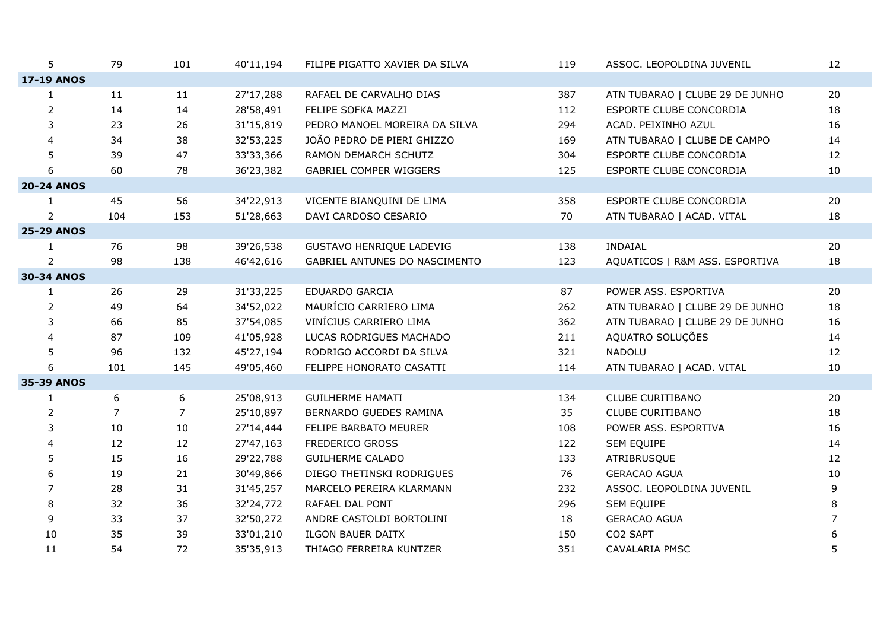| | | | | | | | |
|---|---|---|---|---|---|---|---|
| 5 | 79 | 101 | 40'11,194 | FILIPE PIGATTO XAVIER DA SILVA | 119 | ASSOC. LEOPOLDINA JUVENIL | 12 |
| **17-19 ANOS** | | | | | | | |
| 1 | 11 | 11 | 27'17,288 | RAFAEL DE CARVALHO DIAS | 387 | ATN TUBARAO \| CLUBE 29 DE JUNHO | 20 |
| 2 | 14 | 14 | 28'58,491 | FELIPE SOFKA MAZZI | 112 | ESPORTE CLUBE CONCORDIA | 18 |
| 3 | 23 | 26 | 31'15,819 | PEDRO MANOEL MOREIRA DA SILVA | 294 | ACAD. PEIXINHO AZUL | 16 |
| 4 | 34 | 38 | 32'53,225 | JOÃO PEDRO DE PIERI GHIZZO | 169 | ATN TUBARAO \| CLUBE DE CAMPO | 14 |
| 5 | 39 | 47 | 33'33,366 | RAMON DEMARCH SCHUTZ | 304 | ESPORTE CLUBE CONCORDIA | 12 |
| 6 | 60 | 78 | 36'23,382 | GABRIEL COMPER WIGGERS | 125 | ESPORTE CLUBE CONCORDIA | 10 |
| **20-24 ANOS** | | | | | | | |
| 1 | 45 | 56 | 34'22,913 | VICENTE BIANQUINI DE LIMA | 358 | ESPORTE CLUBE CONCORDIA | 20 |
| 2 | 104 | 153 | 51'28,663 | DAVI CARDOSO CESARIO | 70 | ATN TUBARAO \| ACAD. VITAL | 18 |
| **25-29 ANOS** | | | | | | | |
| 1 | 76 | 98 | 39'26,538 | GUSTAVO HENRIQUE LADEVIG | 138 | INDAIAL | 20 |
| 2 | 98 | 138 | 46'42,616 | GABRIEL ANTUNES DO NASCIMENTO | 123 | AQUATICOS \| R&M ASS. ESPORTIVA | 18 |
| **30-34 ANOS** | | | | | | | |
| 1 | 26 | 29 | 31'33,225 | EDUARDO GARCIA | 87 | POWER ASS. ESPORTIVA | 20 |
| 2 | 49 | 64 | 34'52,022 | MAURÍCIO CARRIERO LIMA | 262 | ATN TUBARAO \| CLUBE 29 DE JUNHO | 18 |
| 3 | 66 | 85 | 37'54,085 | VINÍCIUS CARRIERO LIMA | 362 | ATN TUBARAO \| CLUBE 29 DE JUNHO | 16 |
| 4 | 87 | 109 | 41'05,928 | LUCAS RODRIGUES MACHADO | 211 | AQUATRO SOLUÇÕES | 14 |
| 5 | 96 | 132 | 45'27,194 | RODRIGO ACCORDI DA SILVA | 321 | NADOLU | 12 |
| 6 | 101 | 145 | 49'05,460 | FELIPPE HONORATO CASATTI | 114 | ATN TUBARAO \| ACAD. VITAL | 10 |
| **35-39 ANOS** | | | | | | | |
| 1 | 6 | 6 | 25'08,913 | GUILHERME HAMATI | 134 | CLUBE CURITIBANO | 20 |
| 2 | 7 | 7 | 25'10,897 | BERNARDO GUEDES RAMINA | 35 | CLUBE CURITIBANO | 18 |
| 3 | 10 | 10 | 27'14,444 | FELIPE BARBATO MEURER | 108 | POWER ASS. ESPORTIVA | 16 |
| 4 | 12 | 12 | 27'47,163 | FREDERICO GROSS | 122 | SEM EQUIPE | 14 |
| 5 | 15 | 16 | 29'22,788 | GUILHERME CALADO | 133 | ATRIBRUSQUE | 12 |
| 6 | 19 | 21 | 30'49,866 | DIEGO THETINSKI RODRIGUES | 76 | GERACAO AGUA | 10 |
| 7 | 28 | 31 | 31'45,257 | MARCELO PEREIRA KLARMANN | 232 | ASSOC. LEOPOLDINA JUVENIL | 9 |
| 8 | 32 | 36 | 32'24,772 | RAFAEL DAL PONT | 296 | SEM EQUIPE | 8 |
| 9 | 33 | 37 | 32'50,272 | ANDRE CASTOLDI BORTOLINI | 18 | GERACAO AGUA | 7 |
| 10 | 35 | 39 | 33'01,210 | ILGON BAUER DAITX | 150 | CO2 SAPT | 6 |
| 11 | 54 | 72 | 35'35,913 | THIAGO FERREIRA KUNTZER | 351 | CAVALARIA PMSC | 5 |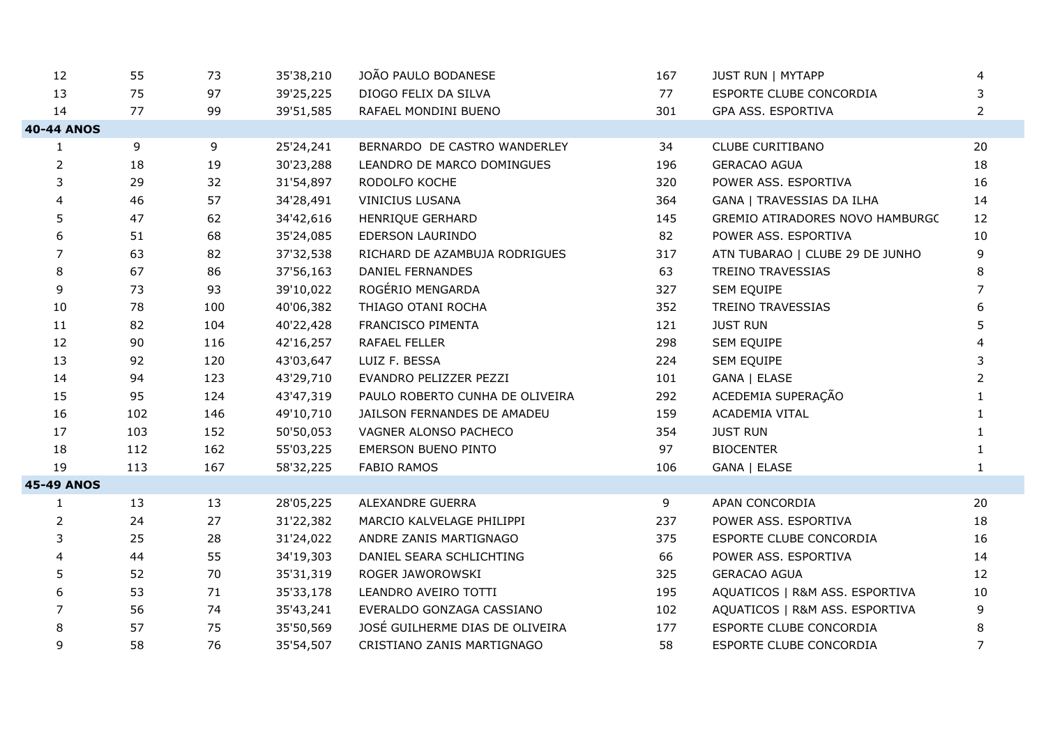| | | | | | | | |
|---|---|---|---|---|---|---|---|
| 12 | 55 | 73 | 35'38,210 | JOÃO PAULO BODANESE | 167 | JUST RUN \| MYTAPP | 4 |
| 13 | 75 | 97 | 39'25,225 | DIOGO FELIX DA SILVA | 77 | ESPORTE CLUBE CONCORDIA | 3 |
| 14 | 77 | 99 | 39'51,585 | RAFAEL MONDINI BUENO | 301 | GPA ASS. ESPORTIVA | 2 |
| **40-44 ANOS** | | | | | | | |
| 1 | 9 | 9 | 25'24,241 | BERNARDO  DE CASTRO WANDERLEY | 34 | CLUBE CURITIBANO | 20 |
| 2 | 18 | 19 | 30'23,288 | LEANDRO DE MARCO DOMINGUES | 196 | GERACAO AGUA | 18 |
| 3 | 29 | 32 | 31'54,897 | RODOLFO KOCHE | 320 | POWER ASS. ESPORTIVA | 16 |
| 4 | 46 | 57 | 34'28,491 | VINICIUS LUSANA | 364 | GANA \| TRAVESSIAS DA ILHA | 14 |
| 5 | 47 | 62 | 34'42,616 | HENRIQUE GERHARD | 145 | GREMIO ATIRADORES NOVO HAMBURGO | 12 |
| 6 | 51 | 68 | 35'24,085 | EDERSON LAURINDO | 82 | POWER ASS. ESPORTIVA | 10 |
| 7 | 63 | 82 | 37'32,538 | RICHARD DE AZAMBUJA RODRIGUES | 317 | ATN TUBARAO \| CLUBE 29 DE JUNHO | 9 |
| 8 | 67 | 86 | 37'56,163 | DANIEL FERNANDES | 63 | TREINO TRAVESSIAS | 8 |
| 9 | 73 | 93 | 39'10,022 | ROGÉRIO MENGARDA | 327 | SEM EQUIPE | 7 |
| 10 | 78 | 100 | 40'06,382 | THIAGO OTANI ROCHA | 352 | TREINO TRAVESSIAS | 6 |
| 11 | 82 | 104 | 40'22,428 | FRANCISCO PIMENTA | 121 | JUST RUN | 5 |
| 12 | 90 | 116 | 42'16,257 | RAFAEL FELLER | 298 | SEM EQUIPE | 4 |
| 13 | 92 | 120 | 43'03,647 | LUIZ F. BESSA | 224 | SEM EQUIPE | 3 |
| 14 | 94 | 123 | 43'29,710 | EVANDRO PELIZZER PEZZI | 101 | GANA \| ELASE | 2 |
| 15 | 95 | 124 | 43'47,319 | PAULO ROBERTO CUNHA DE OLIVEIRA | 292 | ACEDEMIA SUPERAÇÃO | 1 |
| 16 | 102 | 146 | 49'10,710 | JAILSON FERNANDES DE AMADEU | 159 | ACADEMIA VITAL | 1 |
| 17 | 103 | 152 | 50'50,053 | VAGNER ALONSO PACHECO | 354 | JUST RUN | 1 |
| 18 | 112 | 162 | 55'03,225 | EMERSON BUENO PINTO | 97 | BIOCENTER | 1 |
| 19 | 113 | 167 | 58'32,225 | FABIO RAMOS | 106 | GANA \| ELASE | 1 |
| **45-49 ANOS** | | | | | | | |
| 1 | 13 | 13 | 28'05,225 | ALEXANDRE GUERRA | 9 | APAN CONCORDIA | 20 |
| 2 | 24 | 27 | 31'22,382 | MARCIO KALVELAGE PHILIPPI | 237 | POWER ASS. ESPORTIVA | 18 |
| 3 | 25 | 28 | 31'24,022 | ANDRE ZANIS MARTIGNAGO | 375 | ESPORTE CLUBE CONCORDIA | 16 |
| 4 | 44 | 55 | 34'19,303 | DANIEL SEARA SCHLICHTING | 66 | POWER ASS. ESPORTIVA | 14 |
| 5 | 52 | 70 | 35'31,319 | ROGER JAWOROWSKI | 325 | GERACAO AGUA | 12 |
| 6 | 53 | 71 | 35'33,178 | LEANDRO AVEIRO TOTTI | 195 | AQUATICOS \| R&M ASS. ESPORTIVA | 10 |
| 7 | 56 | 74 | 35'43,241 | EVERALDO GONZAGA CASSIANO | 102 | AQUATICOS \| R&M ASS. ESPORTIVA | 9 |
| 8 | 57 | 75 | 35'50,569 | JOSÉ GUILHERME DIAS DE OLIVEIRA | 177 | ESPORTE CLUBE CONCORDIA | 8 |
| 9 | 58 | 76 | 35'54,507 | CRISTIANO ZANIS MARTIGNAGO | 58 | ESPORTE CLUBE CONCORDIA | 7 |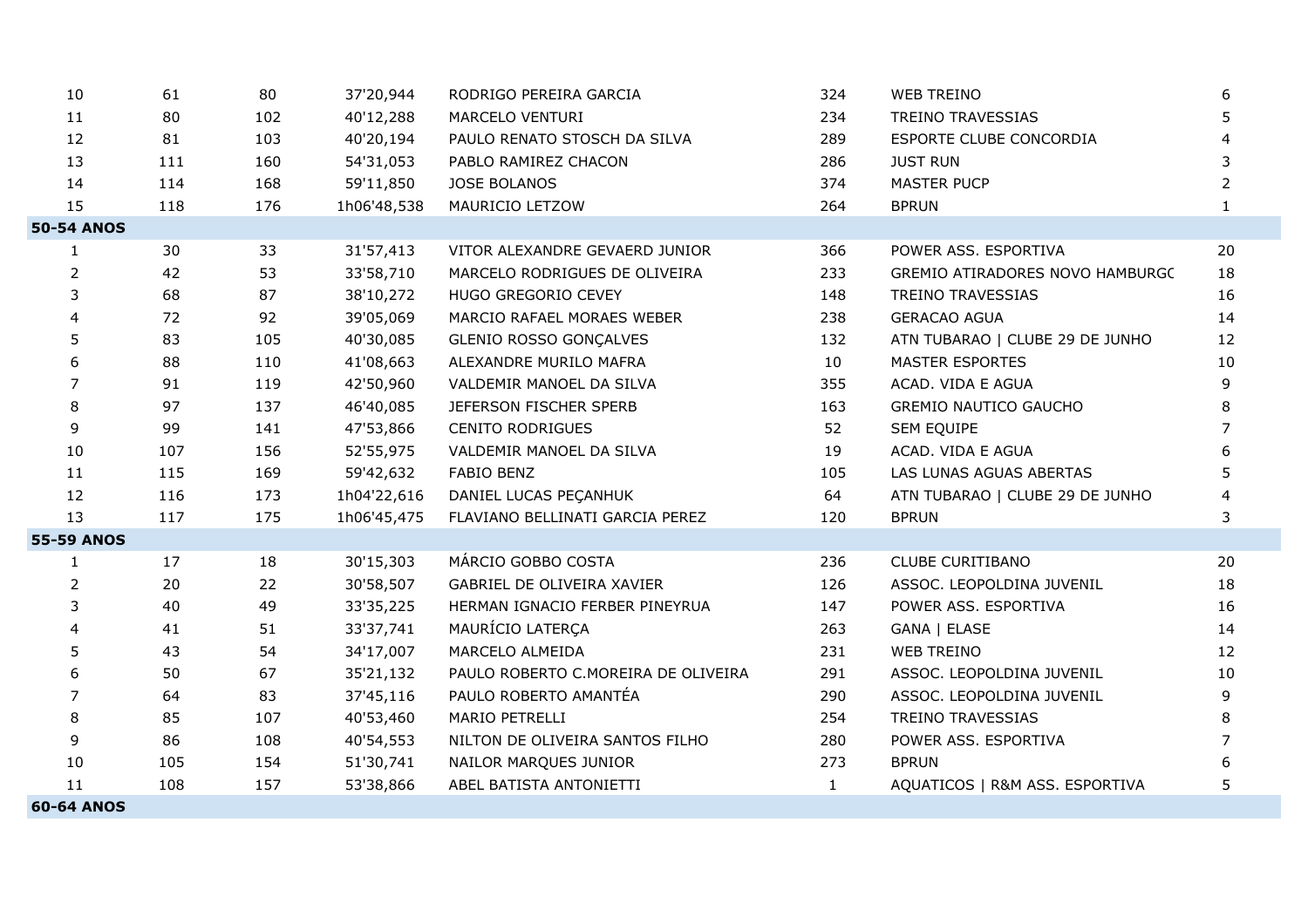| | | | | | | | |
|---|---|---|---|---|---|---|---|
| 10 | 61 | 80 | 37'20,944 | RODRIGO PEREIRA GARCIA | 324 | WEB TREINO | 6 |
| 11 | 80 | 102 | 40'12,288 | MARCELO VENTURI | 234 | TREINO TRAVESSIAS | 5 |
| 12 | 81 | 103 | 40'20,194 | PAULO RENATO STOSCH DA SILVA | 289 | ESPORTE CLUBE CONCORDIA | 4 |
| 13 | 111 | 160 | 54'31,053 | PABLO RAMIREZ CHACON | 286 | JUST RUN | 3 |
| 14 | 114 | 168 | 59'11,850 | JOSE BOLANOS | 374 | MASTER PUCP | 2 |
| 15 | 118 | 176 | 1h06'48,538 | MAURICIO LETZOW | 264 | BPRUN | 1 |
| **50-54 ANOS** | | | | | | | |
| 1 | 30 | 33 | 31'57,413 | VITOR ALEXANDRE GEVAERD JUNIOR | 366 | POWER ASS. ESPORTIVA | 20 |
| 2 | 42 | 53 | 33'58,710 | MARCELO RODRIGUES DE OLIVEIRA | 233 | GREMIO ATIRADORES NOVO HAMBURGC | 18 |
| 3 | 68 | 87 | 38'10,272 | HUGO GREGORIO CEVEY | 148 | TREINO TRAVESSIAS | 16 |
| 4 | 72 | 92 | 39'05,069 | MARCIO RAFAEL MORAES WEBER | 238 | GERACAO AGUA | 14 |
| 5 | 83 | 105 | 40'30,085 | GLENIO ROSSO GONÇALVES | 132 | ATN TUBARAO \| CLUBE 29 DE JUNHO | 12 |
| 6 | 88 | 110 | 41'08,663 | ALEXANDRE MURILO MAFRA | 10 | MASTER ESPORTES | 10 |
| 7 | 91 | 119 | 42'50,960 | VALDEMIR MANOEL DA SILVA | 355 | ACAD. VIDA E AGUA | 9 |
| 8 | 97 | 137 | 46'40,085 | JEFERSON FISCHER SPERB | 163 | GREMIO NAUTICO GAUCHO | 8 |
| 9 | 99 | 141 | 47'53,866 | CENITO RODRIGUES | 52 | SEM EQUIPE | 7 |
| 10 | 107 | 156 | 52'55,975 | VALDEMIR MANOEL DA SILVA | 19 | ACAD. VIDA E AGUA | 6 |
| 11 | 115 | 169 | 59'42,632 | FABIO BENZ | 105 | LAS LUNAS AGUAS ABERTAS | 5 |
| 12 | 116 | 173 | 1h04'22,616 | DANIEL LUCAS PEÇANHUK | 64 | ATN TUBARAO \| CLUBE 29 DE JUNHO | 4 |
| 13 | 117 | 175 | 1h06'45,475 | FLAVIANO BELLINATI GARCIA PEREZ | 120 | BPRUN | 3 |
| **55-59 ANOS** | | | | | | | |
| 1 | 17 | 18 | 30'15,303 | MÁRCIO GOBBO COSTA | 236 | CLUBE CURITIBANO | 20 |
| 2 | 20 | 22 | 30'58,507 | GABRIEL DE OLIVEIRA XAVIER | 126 | ASSOC. LEOPOLDINA JUVENIL | 18 |
| 3 | 40 | 49 | 33'35,225 | HERMAN IGNACIO FERBER PINEYRUA | 147 | POWER ASS. ESPORTIVA | 16 |
| 4 | 41 | 51 | 33'37,741 | MAURÍCIO LATERÇA | 263 | GANA \| ELASE | 14 |
| 5 | 43 | 54 | 34'17,007 | MARCELO ALMEIDA | 231 | WEB TREINO | 12 |
| 6 | 50 | 67 | 35'21,132 | PAULO ROBERTO C.MOREIRA DE OLIVEIRA | 291 | ASSOC. LEOPOLDINA JUVENIL | 10 |
| 7 | 64 | 83 | 37'45,116 | PAULO ROBERTO AMANTÉA | 290 | ASSOC. LEOPOLDINA JUVENIL | 9 |
| 8 | 85 | 107 | 40'53,460 | MARIO PETRELLI | 254 | TREINO TRAVESSIAS | 8 |
| 9 | 86 | 108 | 40'54,553 | NILTON DE OLIVEIRA SANTOS FILHO | 280 | POWER ASS. ESPORTIVA | 7 |
| 10 | 105 | 154 | 51'30,741 | NAILOR MARQUES JUNIOR | 273 | BPRUN | 6 |
| 11 | 108 | 157 | 53'38,866 | ABEL BATISTA ANTONIETTI | 1 | AQUATICOS \| R&M ASS. ESPORTIVA | 5 |
| **60-64 ANOS** | | | | | | | |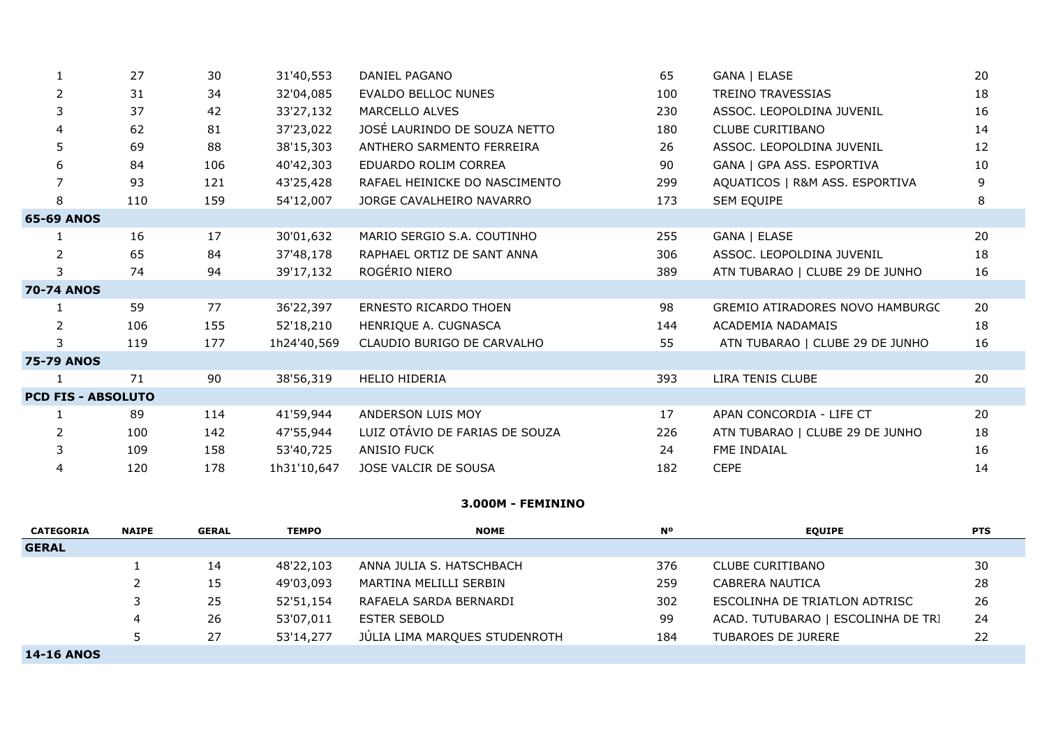| | | | | | | | |
|---|---|---|---|---|---|---|---|
| 1 | 27 | 30 | 31'40,553 | DANIEL PAGANO | 65 | GANA \| ELASE | 20 |
| 2 | 31 | 34 | 32'04,085 | EVALDO BELLOC NUNES | 100 | TREINO TRAVESSIAS | 18 |
| 3 | 37 | 42 | 33'27,132 | MARCELLO ALVES | 230 | ASSOC. LEOPOLDINA JUVENIL | 16 |
| 4 | 62 | 81 | 37'23,022 | JOSÉ LAURINDO DE SOUZA NETTO | 180 | CLUBE CURITIBANO | 14 |
| 5 | 69 | 88 | 38'15,303 | ANTHERO SARMENTO FERREIRA | 26 | ASSOC. LEOPOLDINA JUVENIL | 12 |
| 6 | 84 | 106 | 40'42,303 | EDUARDO ROLIM CORREA | 90 | GANA \| GPA ASS. ESPORTIVA | 10 |
| 7 | 93 | 121 | 43'25,428 | RAFAEL HEINICKE DO NASCIMENTO | 299 | AQUATICOS \| R&M ASS. ESPORTIVA | 9 |
| 8 | 110 | 159 | 54'12,007 | JORGE CAVALHEIRO NAVARRO | 173 | SEM EQUIPE | 8 |
| **65-69 ANOS** | | | | | | | |
| 1 | 16 | 17 | 30'01,632 | MARIO SERGIO S.A. COUTINHO | 255 | GANA \| ELASE | 20 |
| 2 | 65 | 84 | 37'48,178 | RAPHAEL ORTIZ DE SANT ANNA | 306 | ASSOC. LEOPOLDINA JUVENIL | 18 |
| 3 | 74 | 94 | 39'17,132 | ROGÉRIO NIERO | 389 | ATN TUBARAO \| CLUBE 29 DE JUNHO | 16 |
| **70-74 ANOS** | | | | | | | |
| 1 | 59 | 77 | 36'22,397 | ERNESTO RICARDO THOEN | 98 | GREMIO ATIRADORES NOVO HAMBURGC | 20 |
| 2 | 106 | 155 | 52'18,210 | HENRIQUE A. CUGNASCA | 144 | ACADEMIA NADAMAIS | 18 |
| 3 | 119 | 177 | 1h24'40,569 | CLAUDIO BURIGO DE CARVALHO | 55 | ATN TUBARAO \| CLUBE 29 DE JUNHO | 16 |
| **75-79 ANOS** | | | | | | | |
| 1 | 71 | 90 | 38'56,319 | HELIO HIDERIA | 393 | LIRA TENIS CLUBE | 20 |
| **PCD FIS - ABSOLUTO** | | | | | | | |
| 1 | 89 | 114 | 41'59,944 | ANDERSON LUIS MOY | 17 | APAN CONCORDIA - LIFE CT | 20 |
| 2 | 100 | 142 | 47'55,944 | LUIZ OTÁVIO DE FARIAS DE SOUZA | 226 | ATN TUBARAO \| CLUBE 29 DE JUNHO | 18 |
| 3 | 109 | 158 | 53'40,725 | ANISIO FUCK | 24 | FME INDAIAL | 16 |
| 4 | 120 | 178 | 1h31'10,647 | JOSE VALCIR DE SOUSA | 182 | CEPE | 14 |

## 3.000M - FEMININO

| CATEGORIA | NAIPE | GERAL | TEMPO | NOME | Nº | EQUIPE | PTS |
|---|---|---|---|---|---|---|---|
| **GERAL** | | | | | | | |
| | 1 | 14 | 48'22,103 | ANNA JULIA S. HATSCHBACH | 376 | CLUBE CURITIBANO | 30 |
| | 2 | 15 | 49'03,093 | MARTINA MELILLI SERBIN | 259 | CABRERA NAUTICA | 28 |
| | 3 | 25 | 52'51,154 | RAFAELA SARDA BERNARDI | 302 | ESCOLINHA DE TRIATLON ADTRISC | 26 |
| | 4 | 26 | 53'07,011 | ESTER SEBOLD | 99 | ACAD. TUTUBARAO \| ESCOLINHA DE TRI | 24 |
| | 5 | 27 | 53'14,277 | JÚLIA LIMA MARQUES STUDENROTH | 184 | TUBAROES DE JURERE | 22 |
| **14-16 ANOS** | | | | | | | |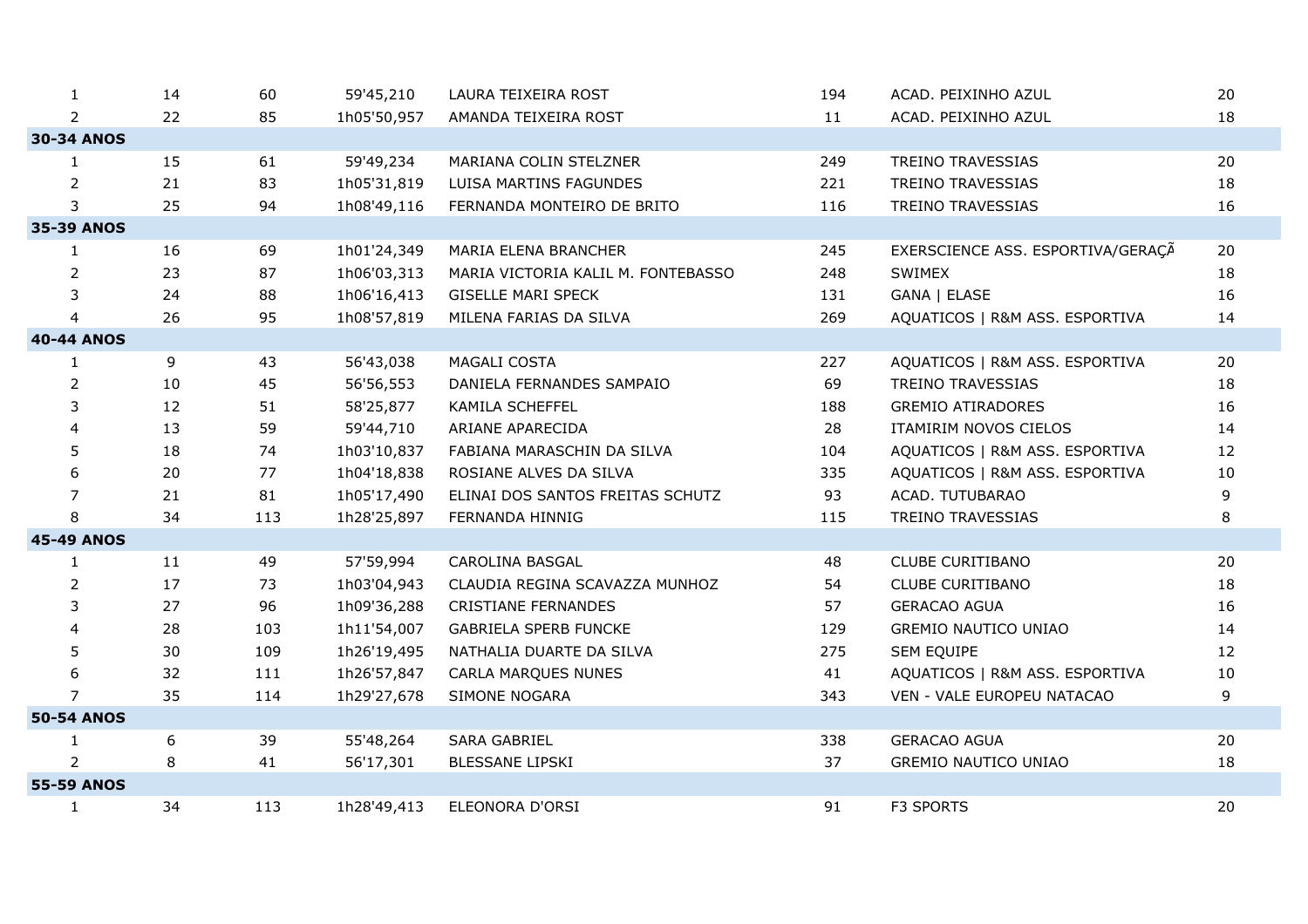| | | | | | | | |
|---|---|---|---|---|---|---|---|
| 1 | 14 | 60 | 59'45,210 | LAURA TEIXEIRA ROST | 194 | ACAD. PEIXINHO AZUL | 20 |
| 2 | 22 | 85 | 1h05'50,957 | AMANDA TEIXEIRA ROST | 11 | ACAD. PEIXINHO AZUL | 18 |
| **30-34 ANOS** | | | | | | | |
| 1 | 15 | 61 | 59'49,234 | MARIANA COLIN STELZNER | 249 | TREINO TRAVESSIAS | 20 |
| 2 | 21 | 83 | 1h05'31,819 | LUISA MARTINS FAGUNDES | 221 | TREINO TRAVESSIAS | 18 |
| 3 | 25 | 94 | 1h08'49,116 | FERNANDA MONTEIRO DE BRITO | 116 | TREINO TRAVESSIAS | 16 |
| **35-39 ANOS** | | | | | | | |
| 1 | 16 | 69 | 1h01'24,349 | MARIA ELENA BRANCHER | 245 | EXERSCIENCE ASS. ESPORTIVA/GERAÇÃ | 20 |
| 2 | 23 | 87 | 1h06'03,313 | MARIA VICTORIA KALIL M. FONTEBASSO | 248 | SWIMEX | 18 |
| 3 | 24 | 88 | 1h06'16,413 | GISELLE MARI SPECK | 131 | GANA \| ELASE | 16 |
| 4 | 26 | 95 | 1h08'57,819 | MILENA FARIAS DA SILVA | 269 | AQUATICOS \| R&M ASS. ESPORTIVA | 14 |
| **40-44 ANOS** | | | | | | | |
| 1 | 9 | 43 | 56'43,038 | MAGALI COSTA | 227 | AQUATICOS \| R&M ASS. ESPORTIVA | 20 |
| 2 | 10 | 45 | 56'56,553 | DANIELA FERNANDES SAMPAIO | 69 | TREINO TRAVESSIAS | 18 |
| 3 | 12 | 51 | 58'25,877 | KAMILA SCHEFFEL | 188 | GREMIO ATIRADORES | 16 |
| 4 | 13 | 59 | 59'44,710 | ARIANE APARECIDA | 28 | ITAMIRIM NOVOS CIELOS | 14 |
| 5 | 18 | 74 | 1h03'10,837 | FABIANA MARASCHIN DA SILVA | 104 | AQUATICOS \| R&M ASS. ESPORTIVA | 12 |
| 6 | 20 | 77 | 1h04'18,838 | ROSIANE ALVES DA SILVA | 335 | AQUATICOS \| R&M ASS. ESPORTIVA | 10 |
| 7 | 21 | 81 | 1h05'17,490 | ELINAI DOS SANTOS FREITAS SCHUTZ | 93 | ACAD. TUTUBARAO | 9 |
| 8 | 34 | 113 | 1h28'25,897 | FERNANDA HINNIG | 115 | TREINO TRAVESSIAS | 8 |
| **45-49 ANOS** | | | | | | | |
| 1 | 11 | 49 | 57'59,994 | CAROLINA BASGAL | 48 | CLUBE CURITIBANO | 20 |
| 2 | 17 | 73 | 1h03'04,943 | CLAUDIA REGINA SCAVAZZA MUNHOZ | 54 | CLUBE CURITIBANO | 18 |
| 3 | 27 | 96 | 1h09'36,288 | CRISTIANE FERNANDES | 57 | GERACAO AGUA | 16 |
| 4 | 28 | 103 | 1h11'54,007 | GABRIELA SPERB FUNCKE | 129 | GREMIO NAUTICO UNIAO | 14 |
| 5 | 30 | 109 | 1h26'19,495 | NATHALIA DUARTE DA SILVA | 275 | SEM EQUIPE | 12 |
| 6 | 32 | 111 | 1h26'57,847 | CARLA MARQUES NUNES | 41 | AQUATICOS \| R&M ASS. ESPORTIVA | 10 |
| 7 | 35 | 114 | 1h29'27,678 | SIMONE NOGARA | 343 | VEN - VALE EUROPEU NATACAO | 9 |
| **50-54 ANOS** | | | | | | | |
| 1 | 6 | 39 | 55'48,264 | SARA GABRIEL | 338 | GERACAO AGUA | 20 |
| 2 | 8 | 41 | 56'17,301 | BLESSANE LIPSKI | 37 | GREMIO NAUTICO UNIAO | 18 |
| **55-59 ANOS** | | | | | | | |
| 1 | 34 | 113 | 1h28'49,413 | ELEONORA D'ORSI | 91 | F3 SPORTS | 20 |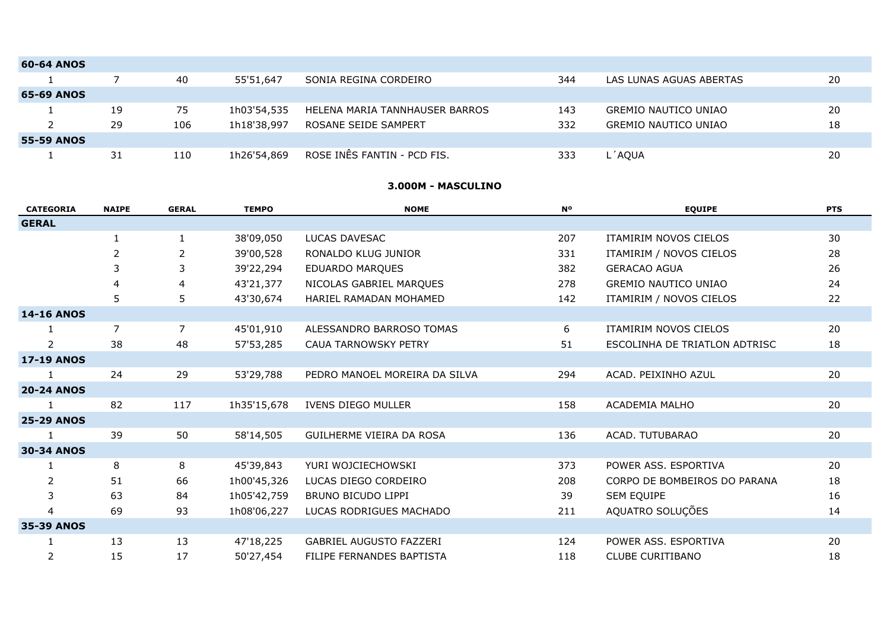| | | | | | | | |
|---|---|---|---|---|---|---|---|
| **60-64 ANOS** | | | | | | | |
| 1 | 7 | 40 | 55'51,647 | SONIA REGINA CORDEIRO | 344 | LAS LUNAS AGUAS ABERTAS | 20 |
| **65-69 ANOS** | | | | | | | |
| 1 | 19 | 75 | 1h03'54,535 | HELENA MARIA TANNHAUSER BARROS | 143 | GREMIO NAUTICO UNIAO | 20 |
| 2 | 29 | 106 | 1h18'38,997 | ROSANE SEIDE SAMPERT | 332 | GREMIO NAUTICO UNIAO | 18 |
| **55-59 ANOS** | | | | | | | |
| 1 | 31 | 110 | 1h26'54,869 | ROSE INÊS FANTIN - PCD FIS. | 333 | L´AQUA | 20 |

## 3.000M - MASCULINO

| CATEGORIA | NAIPE | GERAL | TEMPO | NOME | Nº | EQUIPE | PTS |
|---|---|---|---|---|---|---|---|
| **GERAL** | | | | | | | |
| | 1 | 1 | 38'09,050 | LUCAS DAVESAC | 207 | ITAMIRIM NOVOS CIELOS | 30 |
| | 2 | 2 | 39'00,528 | RONALDO KLUG JUNIOR | 331 | ITAMIRIM / NOVOS CIELOS | 28 |
| | 3 | 3 | 39'22,294 | EDUARDO MARQUES | 382 | GERACAO AGUA | 26 |
| | 4 | 4 | 43'21,377 | NICOLAS GABRIEL MARQUES | 278 | GREMIO NAUTICO UNIAO | 24 |
| | 5 | 5 | 43'30,674 | HARIEL RAMADAN MOHAMED | 142 | ITAMIRIM / NOVOS CIELOS | 22 |
| **14-16 ANOS** | | | | | | | |
| 1 | 7 | 7 | 45'01,910 | ALESSANDRO BARROSO TOMAS | 6 | ITAMIRIM NOVOS CIELOS | 20 |
| 2 | 38 | 48 | 57'53,285 | CAUA TARNOWSKY PETRY | 51 | ESCOLINHA DE TRIATLON ADTRISC | 18 |
| **17-19 ANOS** | | | | | | | |
| 1 | 24 | 29 | 53'29,788 | PEDRO MANOEL MOREIRA DA SILVA | 294 | ACAD. PEIXINHO AZUL | 20 |
| **20-24 ANOS** | | | | | | | |
| 1 | 82 | 117 | 1h35'15,678 | IVENS DIEGO MULLER | 158 | ACADEMIA MALHO | 20 |
| **25-29 ANOS** | | | | | | | |
| 1 | 39 | 50 | 58'14,505 | GUILHERME VIEIRA DA ROSA | 136 | ACAD. TUTUBARAO | 20 |
| **30-34 ANOS** | | | | | | | |
| 1 | 8 | 8 | 45'39,843 | YURI WOJCIECHOWSKI | 373 | POWER ASS. ESPORTIVA | 20 |
| 2 | 51 | 66 | 1h00'45,326 | LUCAS DIEGO CORDEIRO | 208 | CORPO DE BOMBEIROS DO PARANA | 18 |
| 3 | 63 | 84 | 1h05'42,759 | BRUNO BICUDO LIPPI | 39 | SEM EQUIPE | 16 |
| 4 | 69 | 93 | 1h08'06,227 | LUCAS RODRIGUES MACHADO | 211 | AQUATRO SOLUÇÕES | 14 |
| **35-39 ANOS** | | | | | | | |
| 1 | 13 | 13 | 47'18,225 | GABRIEL AUGUSTO FAZZERI | 124 | POWER ASS. ESPORTIVA | 20 |
| 2 | 15 | 17 | 50'27,454 | FILIPE FERNANDES BAPTISTA | 118 | CLUBE CURITIBANO | 18 |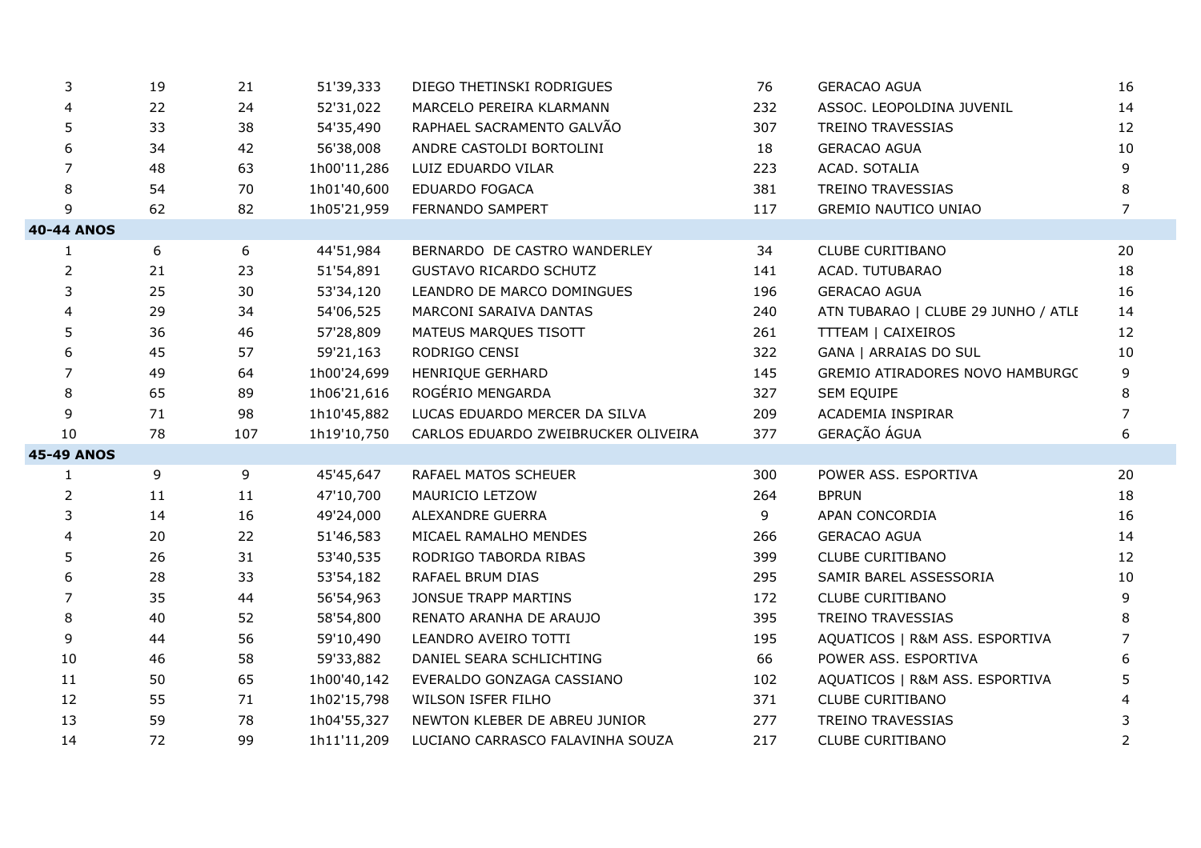| | | | | | | | |
|---|---|---|---|---|---|---|---|
| 3 | 19 | 21 | 51'39,333 | DIEGO THETINSKI RODRIGUES | 76 | GERACAO AGUA | 16 |
| 4 | 22 | 24 | 52'31,022 | MARCELO PEREIRA KLARMANN | 232 | ASSOC. LEOPOLDINA JUVENIL | 14 |
| 5 | 33 | 38 | 54'35,490 | RAPHAEL SACRAMENTO GALVÃO | 307 | TREINO TRAVESSIAS | 12 |
| 6 | 34 | 42 | 56'38,008 | ANDRE CASTOLDI BORTOLINI | 18 | GERACAO AGUA | 10 |
| 7 | 48 | 63 | 1h00'11,286 | LUIZ EDUARDO VILAR | 223 | ACAD. SOTALIA | 9 |
| 8 | 54 | 70 | 1h01'40,600 | EDUARDO FOGACA | 381 | TREINO TRAVESSIAS | 8 |
| 9 | 62 | 82 | 1h05'21,959 | FERNANDO SAMPERT | 117 | GREMIO NAUTICO UNIAO | 7 |
| **40-44 ANOS** | | | | | | | |
| 1 | 6 | 6 | 44'51,984 | BERNARDO DE CASTRO WANDERLEY | 34 | CLUBE CURITIBANO | 20 |
| 2 | 21 | 23 | 51'54,891 | GUSTAVO RICARDO SCHUTZ | 141 | ACAD. TUTUBARAO | 18 |
| 3 | 25 | 30 | 53'34,120 | LEANDRO DE MARCO DOMINGUES | 196 | GERACAO AGUA | 16 |
| 4 | 29 | 34 | 54'06,525 | MARCONI SARAIVA DANTAS | 240 | ATN TUBARAO \| CLUBE 29 JUNHO / ATLE | 14 |
| 5 | 36 | 46 | 57'28,809 | MATEUS MARQUES TISOTT | 261 | TTTEAM \| CAIXEIROS | 12 |
| 6 | 45 | 57 | 59'21,163 | RODRIGO CENSI | 322 | GANA \| ARRAIAS DO SUL | 10 |
| 7 | 49 | 64 | 1h00'24,699 | HENRIQUE GERHARD | 145 | GREMIO ATIRADORES NOVO HAMBURGC | 9 |
| 8 | 65 | 89 | 1h06'21,616 | ROGÉRIO MENGARDA | 327 | SEM EQUIPE | 8 |
| 9 | 71 | 98 | 1h10'45,882 | LUCAS EDUARDO MERCER DA SILVA | 209 | ACADEMIA INSPIRAR | 7 |
| 10 | 78 | 107 | 1h19'10,750 | CARLOS EDUARDO ZWEIBRUCKER OLIVEIRA | 377 | GERAÇÃO ÁGUA | 6 |
| **45-49 ANOS** | | | | | | | |
| 1 | 9 | 9 | 45'45,647 | RAFAEL MATOS SCHEUER | 300 | POWER ASS. ESPORTIVA | 20 |
| 2 | 11 | 11 | 47'10,700 | MAURICIO LETZOW | 264 | BPRUN | 18 |
| 3 | 14 | 16 | 49'24,000 | ALEXANDRE GUERRA | 9 | APAN CONCORDIA | 16 |
| 4 | 20 | 22 | 51'46,583 | MICAEL RAMALHO MENDES | 266 | GERACAO AGUA | 14 |
| 5 | 26 | 31 | 53'40,535 | RODRIGO TABORDA RIBAS | 399 | CLUBE CURITIBANO | 12 |
| 6 | 28 | 33 | 53'54,182 | RAFAEL BRUM DIAS | 295 | SAMIR BAREL ASSESSORIA | 10 |
| 7 | 35 | 44 | 56'54,963 | JONSUE TRAPP MARTINS | 172 | CLUBE CURITIBANO | 9 |
| 8 | 40 | 52 | 58'54,800 | RENATO ARANHA DE ARAUJO | 395 | TREINO TRAVESSIAS | 8 |
| 9 | 44 | 56 | 59'10,490 | LEANDRO AVEIRO TOTTI | 195 | AQUATICOS \| R&M ASS. ESPORTIVA | 7 |
| 10 | 46 | 58 | 59'33,882 | DANIEL SEARA SCHLICHTING | 66 | POWER ASS. ESPORTIVA | 6 |
| 11 | 50 | 65 | 1h00'40,142 | EVERALDO GONZAGA CASSIANO | 102 | AQUATICOS \| R&M ASS. ESPORTIVA | 5 |
| 12 | 55 | 71 | 1h02'15,798 | WILSON ISFER FILHO | 371 | CLUBE CURITIBANO | 4 |
| 13 | 59 | 78 | 1h04'55,327 | NEWTON KLEBER DE ABREU JUNIOR | 277 | TREINO TRAVESSIAS | 3 |
| 14 | 72 | 99 | 1h11'11,209 | LUCIANO CARRASCO FALAVINHA SOUZA | 217 | CLUBE CURITIBANO | 2 |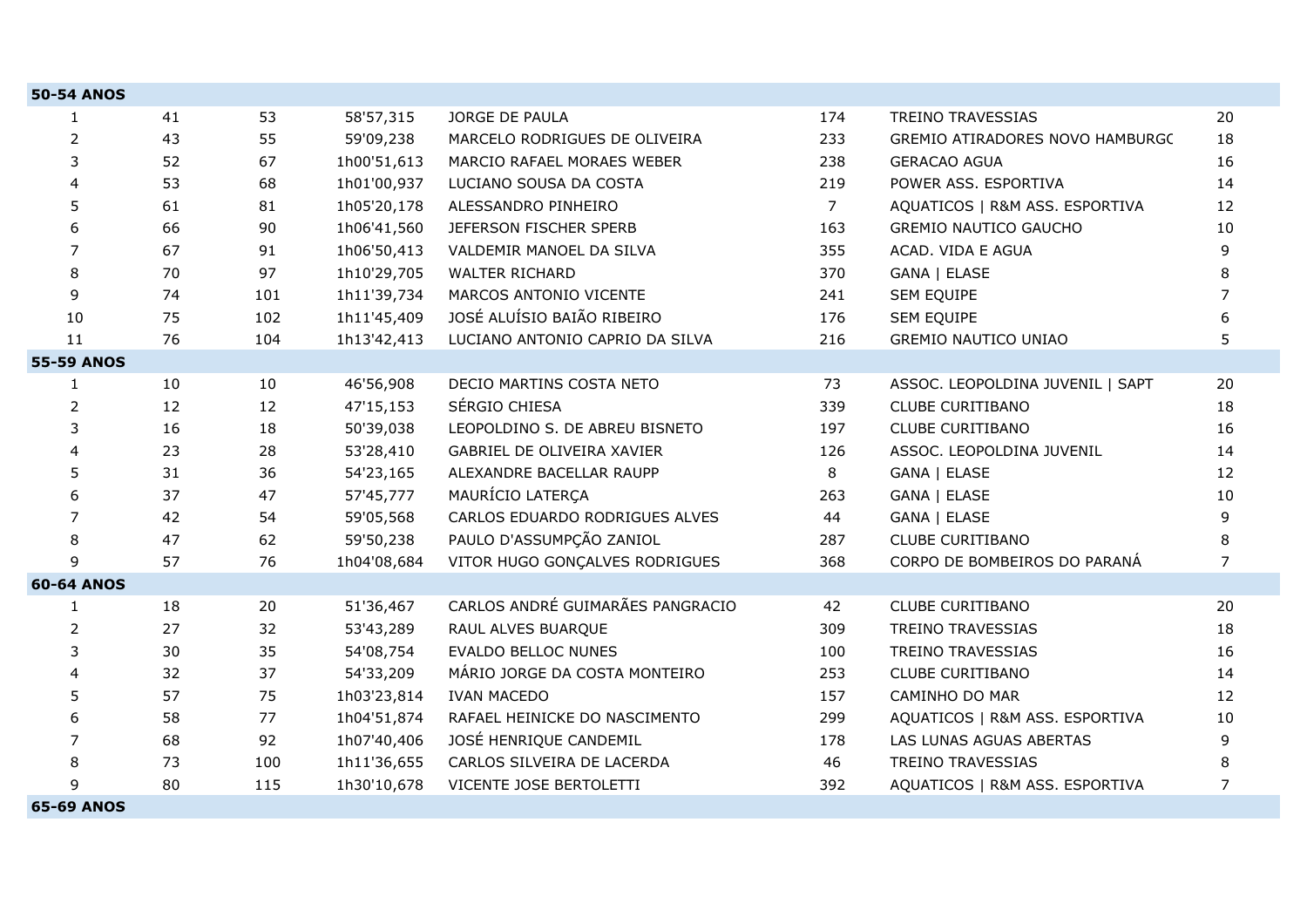| 50-54 ANOS | | | | | | | |
|---|---|---|---|---|---|---|---|
| 1 | 41 | 53 | 58'57,315 | JORGE DE PAULA | 174 | TREINO TRAVESSIAS | 20 |
| 2 | 43 | 55 | 59'09,238 | MARCELO RODRIGUES DE OLIVEIRA | 233 | GREMIO ATIRADORES NOVO HAMBURGO | 18 |
| 3 | 52 | 67 | 1h00'51,613 | MARCIO RAFAEL MORAES WEBER | 238 | GERACAO AGUA | 16 |
| 4 | 53 | 68 | 1h01'00,937 | LUCIANO SOUSA DA COSTA | 219 | POWER ASS. ESPORTIVA | 14 |
| 5 | 61 | 81 | 1h05'20,178 | ALESSANDRO PINHEIRO | 7 | AQUATICOS \| R&M ASS. ESPORTIVA | 12 |
| 6 | 66 | 90 | 1h06'41,560 | JEFERSON FISCHER SPERB | 163 | GREMIO NAUTICO GAUCHO | 10 |
| 7 | 67 | 91 | 1h06'50,413 | VALDEMIR MANOEL DA SILVA | 355 | ACAD. VIDA E AGUA | 9 |
| 8 | 70 | 97 | 1h10'29,705 | WALTER RICHARD | 370 | GANA \| ELASE | 8 |
| 9 | 74 | 101 | 1h11'39,734 | MARCOS ANTONIO VICENTE | 241 | SEM EQUIPE | 7 |
| 10 | 75 | 102 | 1h11'45,409 | JOSÉ ALUÍSIO BAIÃO RIBEIRO | 176 | SEM EQUIPE | 6 |
| 11 | 76 | 104 | 1h13'42,413 | LUCIANO ANTONIO CAPRIO DA SILVA | 216 | GREMIO NAUTICO UNIAO | 5 |
| **55-59 ANOS** | | | | | | | |
| 1 | 10 | 10 | 46'56,908 | DECIO MARTINS COSTA NETO | 73 | ASSOC. LEOPOLDINA JUVENIL \| SAPT | 20 |
| 2 | 12 | 12 | 47'15,153 | SÉRGIO CHIESA | 339 | CLUBE CURITIBANO | 18 |
| 3 | 16 | 18 | 50'39,038 | LEOPOLDINO S. DE ABREU BISNETO | 197 | CLUBE CURITIBANO | 16 |
| 4 | 23 | 28 | 53'28,410 | GABRIEL DE OLIVEIRA XAVIER | 126 | ASSOC. LEOPOLDINA JUVENIL | 14 |
| 5 | 31 | 36 | 54'23,165 | ALEXANDRE BACELLAR RAUPP | 8 | GANA \| ELASE | 12 |
| 6 | 37 | 47 | 57'45,777 | MAURÍCIO LATERÇA | 263 | GANA \| ELASE | 10 |
| 7 | 42 | 54 | 59'05,568 | CARLOS EDUARDO RODRIGUES ALVES | 44 | GANA \| ELASE | 9 |
| 8 | 47 | 62 | 59'50,238 | PAULO D'ASSUMPÇÃO ZANIOL | 287 | CLUBE CURITIBANO | 8 |
| 9 | 57 | 76 | 1h04'08,684 | VITOR HUGO GONÇALVES RODRIGUES | 368 | CORPO DE BOMBEIROS DO PARANÁ | 7 |
| **60-64 ANOS** | | | | | | | |
| 1 | 18 | 20 | 51'36,467 | CARLOS ANDRÉ GUIMARÃES PANGRACIO | 42 | CLUBE CURITIBANO | 20 |
| 2 | 27 | 32 | 53'43,289 | RAUL ALVES BUARQUE | 309 | TREINO TRAVESSIAS | 18 |
| 3 | 30 | 35 | 54'08,754 | EVALDO BELLOC NUNES | 100 | TREINO TRAVESSIAS | 16 |
| 4 | 32 | 37 | 54'33,209 | MÁRIO JORGE DA COSTA MONTEIRO | 253 | CLUBE CURITIBANO | 14 |
| 5 | 57 | 75 | 1h03'23,814 | IVAN MACEDO | 157 | CAMINHO DO MAR | 12 |
| 6 | 58 | 77 | 1h04'51,874 | RAFAEL HEINICKE DO NASCIMENTO | 299 | AQUATICOS \| R&M ASS. ESPORTIVA | 10 |
| 7 | 68 | 92 | 1h07'40,406 | JOSÉ HENRIQUE CANDEMIL | 178 | LAS LUNAS AGUAS ABERTAS | 9 |
| 8 | 73 | 100 | 1h11'36,655 | CARLOS SILVEIRA DE LACERDA | 46 | TREINO TRAVESSIAS | 8 |
| 9 | 80 | 115 | 1h30'10,678 | VICENTE JOSE BERTOLETTI | 392 | AQUATICOS \| R&M ASS. ESPORTIVA | 7 |
| **65-69 ANOS** | | | | | | | |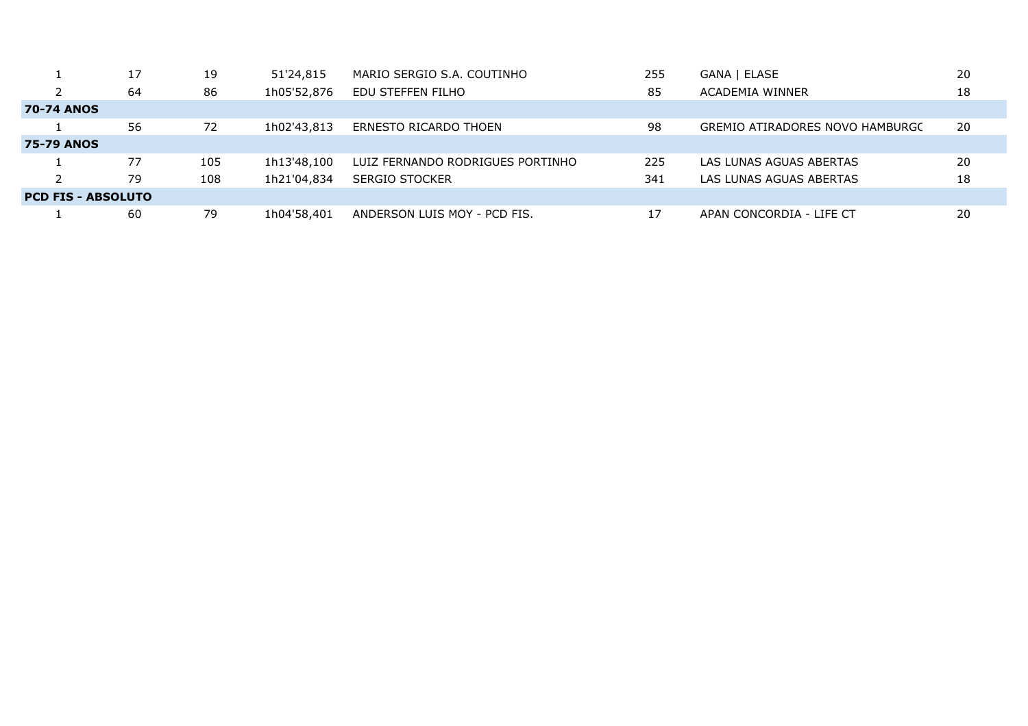| | | | | | | | |
|---|---|---|---|---|---|---|---|
| 1 | 17 | 19 | 51'24,815 | MARIO SERGIO S.A. COUTINHO | 255 | GANA \| ELASE | 20 |
| 2 | 64 | 86 | 1h05'52,876 | EDU STEFFEN FILHO | 85 | ACADEMIA WINNER | 18 |
| **70-74 ANOS** | | | | | | | |
| 1 | 56 | 72 | 1h02'43,813 | ERNESTO RICARDO THOEN | 98 | GREMIO ATIRADORES NOVO HAMBURGC | 20 |
| **75-79 ANOS** | | | | | | | |
| 1 | 77 | 105 | 1h13'48,100 | LUIZ FERNANDO RODRIGUES PORTINHO | 225 | LAS LUNAS AGUAS ABERTAS | 20 |
| 2 | 79 | 108 | 1h21'04,834 | SERGIO STOCKER | 341 | LAS LUNAS AGUAS ABERTAS | 18 |
| **PCD FIS - ABSOLUTO** | | | | | | | |
| 1 | 60 | 79 | 1h04'58,401 | ANDERSON LUIS MOY - PCD FIS. | 17 | APAN CONCORDIA - LIFE CT | 20 |